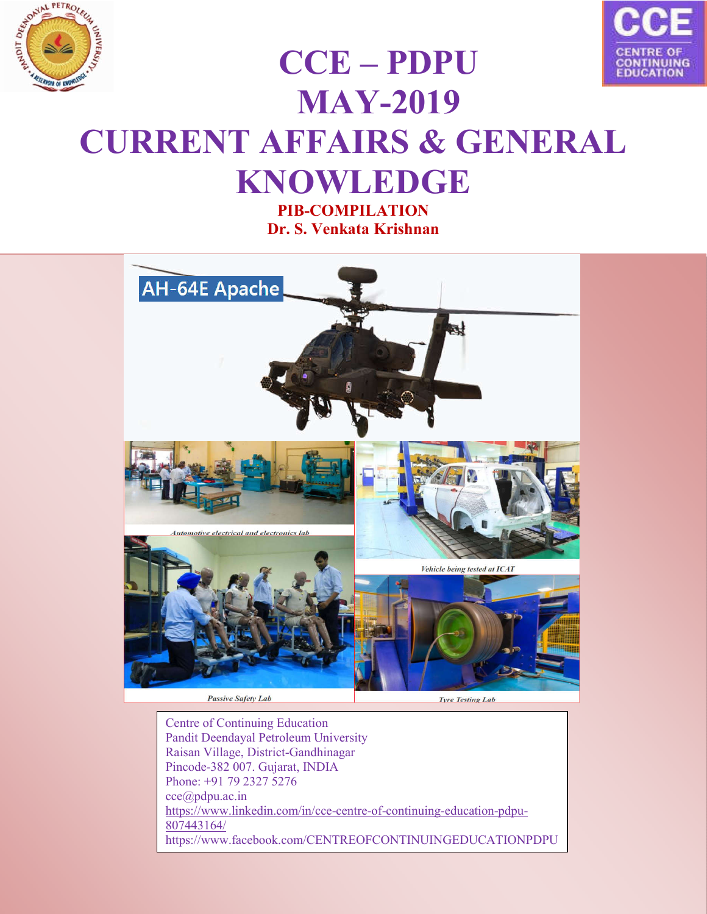# CCE – PDPU
# MAY-2019
# CURRENT AFFAIRS & GENERAL KNOWLEDGE

**PIB-COMPILATION**

**Dr. S. Venkata Krishnan**

AH-64E Apache

*Automotive electrical and electronics lab*

*Vehicle being tested at ICAT*

*Passive Safety Lab*

*Tyre Testing Lab*

Centre of Continuing Education
Pandit Deendayal Petroleum University
Raisan Village, District-Gandhinagar
Pincode-382 007. Gujarat, INDIA
Phone: +91 79 2327 5276
cce@pdpu.ac.in
https://www.linkedin.com/in/cce-centre-of-continuing-education-pdpu-807443164/
https://www.facebook.com/CENTREOFCONTINUINGEDUCATIONPDPU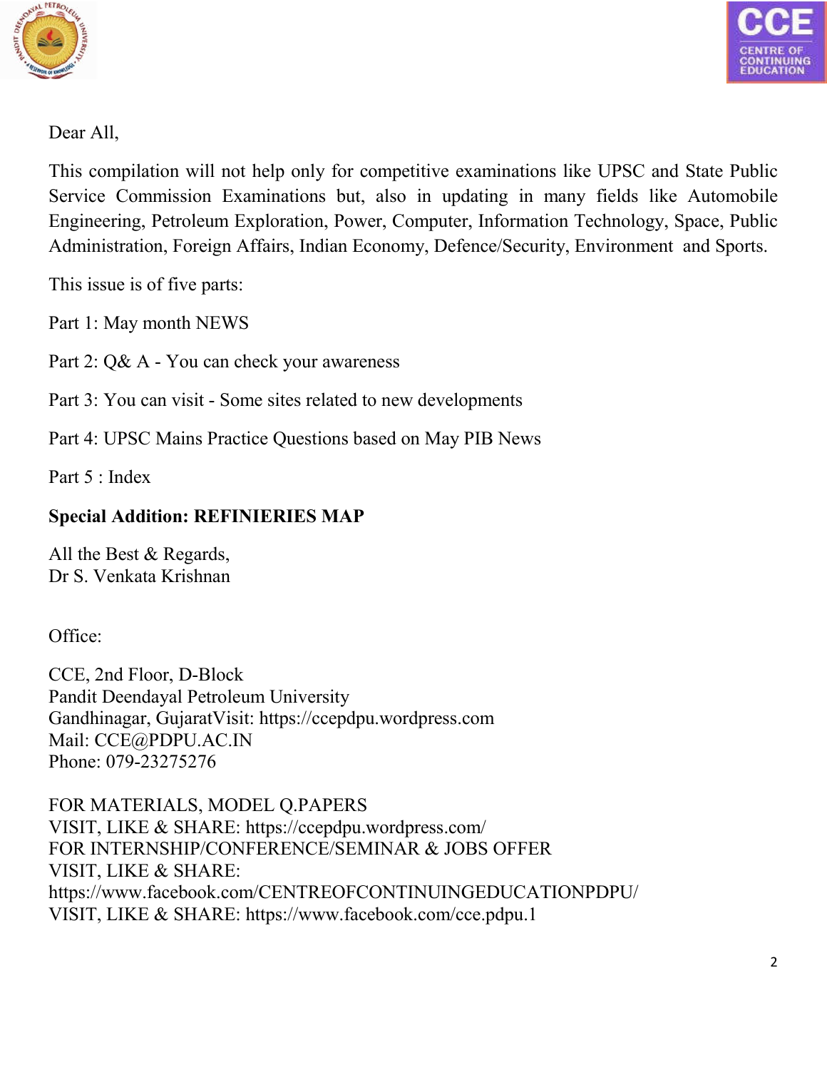Dear All,

This compilation will not help only for competitive examinations like UPSC and State Public Service Commission Examinations but, also in updating in many fields like Automobile Engineering, Petroleum Exploration, Power, Computer, Information Technology, Space, Public Administration, Foreign Affairs, Indian Economy, Defence/Security, Environment and Sports.

This issue is of five parts:

Part 1: May month NEWS

Part 2: Q& A - You can check your awareness

Part 3: You can visit - Some sites related to new developments

Part 4: UPSC Mains Practice Questions based on May PIB News

Part 5 : Index

**Special Addition: REFINIERIES MAP**

All the Best & Regards,
Dr S. Venkata Krishnan

Office:

CCE, 2nd Floor, D-Block
Pandit Deendayal Petroleum University
Gandhinagar, GujaratVisit: https://ccepdpu.wordpress.com
Mail: CCE@PDPU.AC.IN
Phone: 079-23275276

FOR MATERIALS, MODEL Q.PAPERS
VISIT, LIKE & SHARE: https://ccepdpu.wordpress.com/
FOR INTERNSHIP/CONFERENCE/SEMINAR & JOBS OFFER
VISIT, LIKE & SHARE:
https://www.facebook.com/CENTREOFCONTINUINGEDUCATIONPDPU/
VISIT, LIKE & SHARE: https://www.facebook.com/cce.pdpu.1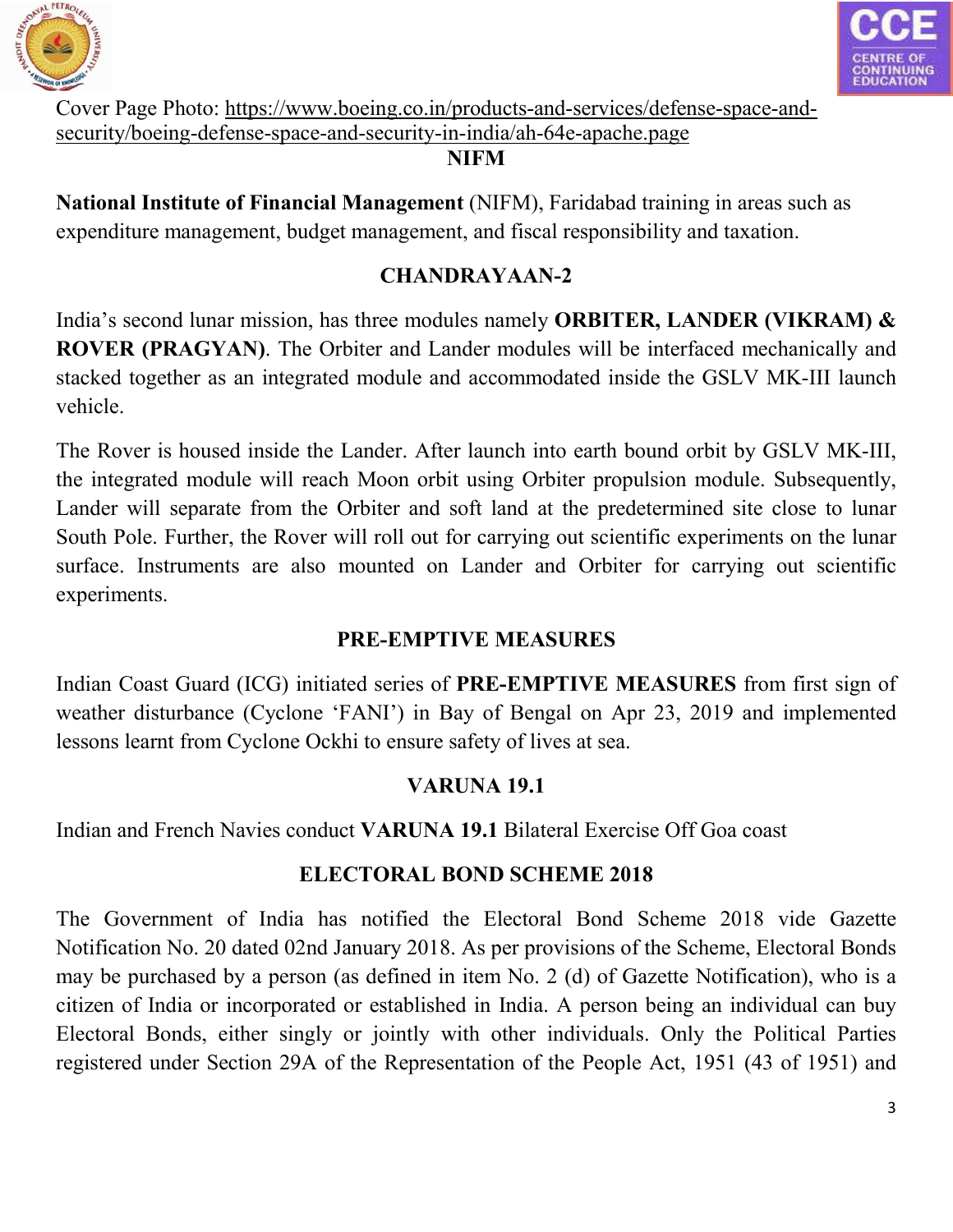Cover Page Photo: https://www.boeing.co.in/products-and-services/defense-space-and-security/boeing-defense-space-and-security-in-india/ah-64e-apache.page

## NIFM

**National Institute of Financial Management** (NIFM), Faridabad training in areas such as expenditure management, budget management, and fiscal responsibility and taxation.

## CHANDRAYAAN-2

India's second lunar mission, has three modules namely **ORBITER, LANDER (VIKRAM) & ROVER (PRAGYAN)**. The Orbiter and Lander modules will be interfaced mechanically and stacked together as an integrated module and accommodated inside the GSLV MK-III launch vehicle.

The Rover is housed inside the Lander. After launch into earth bound orbit by GSLV MK-III, the integrated module will reach Moon orbit using Orbiter propulsion module. Subsequently, Lander will separate from the Orbiter and soft land at the predetermined site close to lunar South Pole. Further, the Rover will roll out for carrying out scientific experiments on the lunar surface. Instruments are also mounted on Lander and Orbiter for carrying out scientific experiments.

## PRE-EMPTIVE MEASURES

Indian Coast Guard (ICG) initiated series of **PRE-EMPTIVE MEASURES** from first sign of weather disturbance (Cyclone 'FANI') in Bay of Bengal on Apr 23, 2019 and implemented lessons learnt from Cyclone Ockhi to ensure safety of lives at sea.

## VARUNA 19.1

Indian and French Navies conduct **VARUNA 19.1** Bilateral Exercise Off Goa coast

## ELECTORAL BOND SCHEME 2018

The Government of India has notified the Electoral Bond Scheme 2018 vide Gazette Notification No. 20 dated 02nd January 2018. As per provisions of the Scheme, Electoral Bonds may be purchased by a person (as defined in item No. 2 (d) of Gazette Notification), who is a citizen of India or incorporated or established in India. A person being an individual can buy Electoral Bonds, either singly or jointly with other individuals. Only the Political Parties registered under Section 29A of the Representation of the People Act, 1951 (43 of 1951) and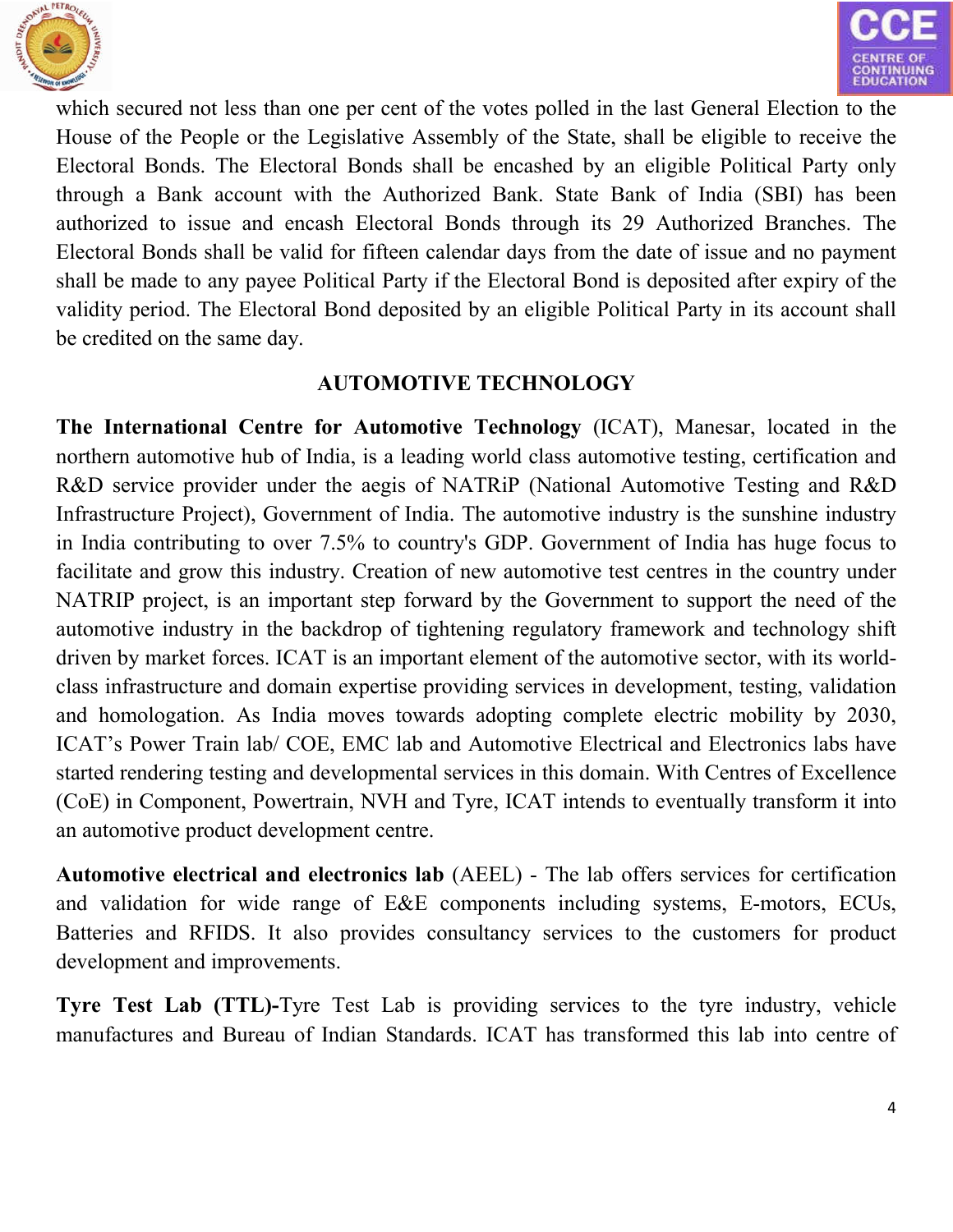which secured not less than one per cent of the votes polled in the last General Election to the House of the People or the Legislative Assembly of the State, shall be eligible to receive the Electoral Bonds. The Electoral Bonds shall be encashed by an eligible Political Party only through a Bank account with the Authorized Bank. State Bank of India (SBI) has been authorized to issue and encash Electoral Bonds through its 29 Authorized Branches. The Electoral Bonds shall be valid for fifteen calendar days from the date of issue and no payment shall be made to any payee Political Party if the Electoral Bond is deposited after expiry of the validity period. The Electoral Bond deposited by an eligible Political Party in its account shall be credited on the same day.

## AUTOMOTIVE TECHNOLOGY

**The International Centre for Automotive Technology** (ICAT), Manesar, located in the northern automotive hub of India, is a leading world class automotive testing, certification and R&D service provider under the aegis of NATRiP (National Automotive Testing and R&D Infrastructure Project), Government of India. The automotive industry is the sunshine industry in India contributing to over 7.5% to country's GDP. Government of India has huge focus to facilitate and grow this industry. Creation of new automotive test centres in the country under NATRIP project, is an important step forward by the Government to support the need of the automotive industry in the backdrop of tightening regulatory framework and technology shift driven by market forces. ICAT is an important element of the automotive sector, with its world-class infrastructure and domain expertise providing services in development, testing, validation and homologation. As India moves towards adopting complete electric mobility by 2030, ICAT's Power Train lab/ COE, EMC lab and Automotive Electrical and Electronics labs have started rendering testing and developmental services in this domain. With Centres of Excellence (CoE) in Component, Powertrain, NVH and Tyre, ICAT intends to eventually transform it into an automotive product development centre.

**Automotive electrical and electronics lab** (AEEL) - The lab offers services for certification and validation for wide range of E&E components including systems, E-motors, ECUs, Batteries and RFIDS. It also provides consultancy services to the customers for product development and improvements.

**Tyre Test Lab (TTL)-**Tyre Test Lab is providing services to the tyre industry, vehicle manufactures and Bureau of Indian Standards. ICAT has transformed this lab into centre of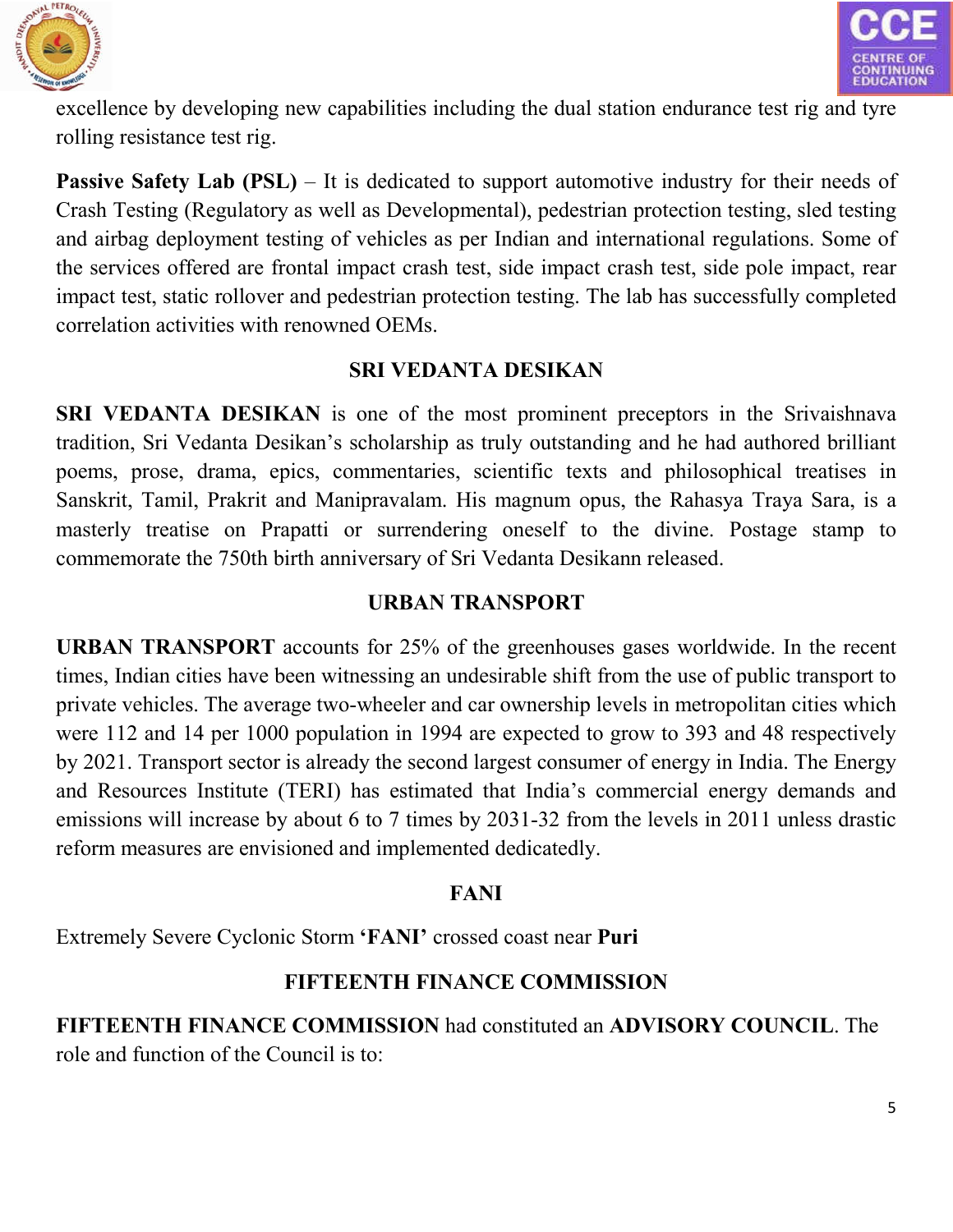excellence by developing new capabilities including the dual station endurance test rig and tyre rolling resistance test rig.

**Passive Safety Lab (PSL)** – It is dedicated to support automotive industry for their needs of Crash Testing (Regulatory as well as Developmental), pedestrian protection testing, sled testing and airbag deployment testing of vehicles as per Indian and international regulations. Some of the services offered are frontal impact crash test, side impact crash test, side pole impact, rear impact test, static rollover and pedestrian protection testing. The lab has successfully completed correlation activities with renowned OEMs.

## SRI VEDANTA DESIKAN

**SRI VEDANTA DESIKAN** is one of the most prominent preceptors in the Srivaishnava tradition, Sri Vedanta Desikan's scholarship as truly outstanding and he had authored brilliant poems, prose, drama, epics, commentaries, scientific texts and philosophical treatises in Sanskrit, Tamil, Prakrit and Manipravalam. His magnum opus, the Rahasya Traya Sara, is a masterly treatise on Prapatti or surrendering oneself to the divine. Postage stamp to commemorate the 750th birth anniversary of Sri Vedanta Desikann released.

## URBAN TRANSPORT

**URBAN TRANSPORT** accounts for 25% of the greenhouses gases worldwide. In the recent times, Indian cities have been witnessing an undesirable shift from the use of public transport to private vehicles. The average two-wheeler and car ownership levels in metropolitan cities which were 112 and 14 per 1000 population in 1994 are expected to grow to 393 and 48 respectively by 2021. Transport sector is already the second largest consumer of energy in India. The Energy and Resources Institute (TERI) has estimated that India's commercial energy demands and emissions will increase by about 6 to 7 times by 2031-32 from the levels in 2011 unless drastic reform measures are envisioned and implemented dedicatedly.

## FANI

Extremely Severe Cyclonic Storm **'FANI'** crossed coast near **Puri**

## FIFTEENTH FINANCE COMMISSION

**FIFTEENTH FINANCE COMMISSION** had constituted an **ADVISORY COUNCIL**. The role and function of the Council is to: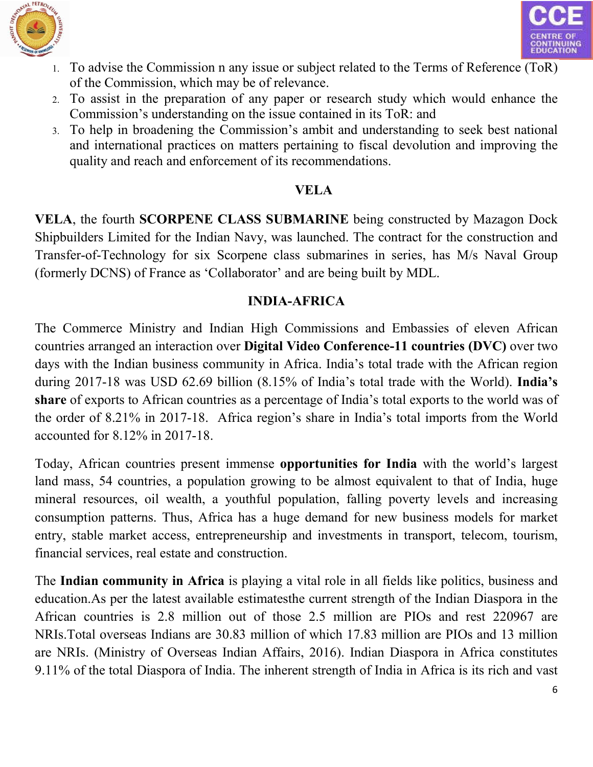1. To advise the Commission n any issue or subject related to the Terms of Reference (ToR) of the Commission, which may be of relevance.
2. To assist in the preparation of any paper or research study which would enhance the Commission's understanding on the issue contained in its ToR: and
3. To help in broadening the Commission's ambit and understanding to seek best national and international practices on matters pertaining to fiscal devolution and improving the quality and reach and enforcement of its recommendations.

## VELA

**VELA**, the fourth **SCORPENE CLASS SUBMARINE** being constructed by Mazagon Dock Shipbuilders Limited for the Indian Navy, was launched. The contract for the construction and Transfer-of-Technology for six Scorpene class submarines in series, has M/s Naval Group (formerly DCNS) of France as 'Collaborator' and are being built by MDL.

## INDIA-AFRICA

The Commerce Ministry and Indian High Commissions and Embassies of eleven African countries arranged an interaction over **Digital Video Conference-11 countries (DVC)** over two days with the Indian business community in Africa. India's total trade with the African region during 2017-18 was USD 62.69 billion (8.15% of India's total trade with the World). **India's share** of exports to African countries as a percentage of India's total exports to the world was of the order of 8.21% in 2017-18. Africa region's share in India's total imports from the World accounted for 8.12% in 2017-18.

Today, African countries present immense **opportunities for India** with the world's largest land mass, 54 countries, a population growing to be almost equivalent to that of India, huge mineral resources, oil wealth, a youthful population, falling poverty levels and increasing consumption patterns. Thus, Africa has a huge demand for new business models for market entry, stable market access, entrepreneurship and investments in transport, telecom, tourism, financial services, real estate and construction.

The **Indian community in Africa** is playing a vital role in all fields like politics, business and education.As per the latest available estimatesthe current strength of the Indian Diaspora in the African countries is 2.8 million out of those 2.5 million are PIOs and rest 220967 are NRIs.Total overseas Indians are 30.83 million of which 17.83 million are PIOs and 13 million are NRIs. (Ministry of Overseas Indian Affairs, 2016). Indian Diaspora in Africa constitutes 9.11% of the total Diaspora of India. The inherent strength of India in Africa is its rich and vast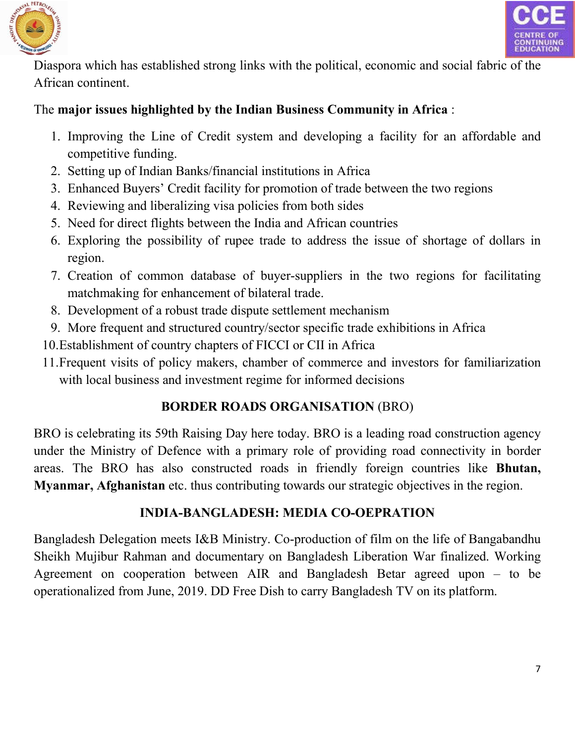Diaspora which has established strong links with the political, economic and social fabric of the African continent.

The **major issues highlighted by the Indian Business Community in Africa** :

1. Improving the Line of Credit system and developing a facility for an affordable and competitive funding.
2. Setting up of Indian Banks/financial institutions in Africa
3. Enhanced Buyers' Credit facility for promotion of trade between the two regions
4. Reviewing and liberalizing visa policies from both sides
5. Need for direct flights between the India and African countries
6. Exploring the possibility of rupee trade to address the issue of shortage of dollars in region.
7. Creation of common database of buyer-suppliers in the two regions for facilitating matchmaking for enhancement of bilateral trade.
8. Development of a robust trade dispute settlement mechanism
9. More frequent and structured country/sector specific trade exhibitions in Africa
10. Establishment of country chapters of FICCI or CII in Africa
11. Frequent visits of policy makers, chamber of commerce and investors for familiarization with local business and investment regime for informed decisions

## **BORDER ROADS ORGANISATION** (BRO)

BRO is celebrating its 59th Raising Day here today. BRO is a leading road construction agency under the Ministry of Defence with a primary role of providing road connectivity in border areas. The BRO has also constructed roads in friendly foreign countries like **Bhutan, Myanmar, Afghanistan** etc. thus contributing towards our strategic objectives in the region.

## **INDIA-BANGLADESH: MEDIA CO-OEPRATION**

Bangladesh Delegation meets I&B Ministry. Co-production of film on the life of Bangabandhu Sheikh Mujibur Rahman and documentary on Bangladesh Liberation War finalized. Working Agreement on cooperation between AIR and Bangladesh Betar agreed upon – to be operationalized from June, 2019. DD Free Dish to carry Bangladesh TV on its platform.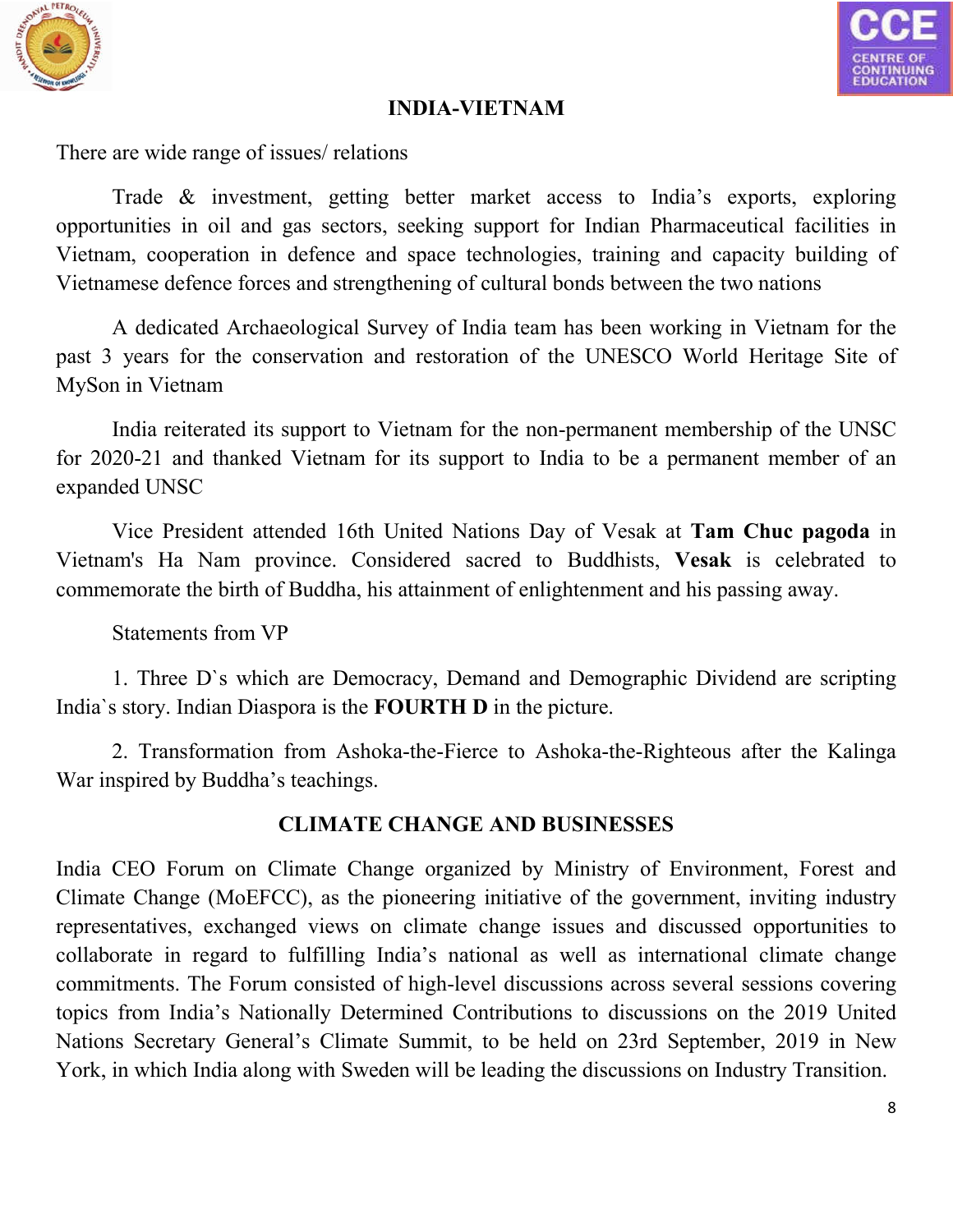## INDIA-VIETNAM

There are wide range of issues/ relations

Trade & investment, getting better market access to India's exports, exploring opportunities in oil and gas sectors, seeking support for Indian Pharmaceutical facilities in Vietnam, cooperation in defence and space technologies, training and capacity building of Vietnamese defence forces and strengthening of cultural bonds between the two nations

A dedicated Archaeological Survey of India team has been working in Vietnam for the past 3 years for the conservation and restoration of the UNESCO World Heritage Site of MySon in Vietnam

India reiterated its support to Vietnam for the non-permanent membership of the UNSC for 2020-21 and thanked Vietnam for its support to India to be a permanent member of an expanded UNSC

Vice President attended 16th United Nations Day of Vesak at **Tam Chuc pagoda** in Vietnam's Ha Nam province. Considered sacred to Buddhists, **Vesak** is celebrated to commemorate the birth of Buddha, his attainment of enlightenment and his passing away.

Statements from VP

1. Three D`s which are Democracy, Demand and Demographic Dividend are scripting India`s story. Indian Diaspora is the **FOURTH D** in the picture.

2. Transformation from Ashoka-the-Fierce to Ashoka-the-Righteous after the Kalinga War inspired by Buddha's teachings.

## CLIMATE CHANGE AND BUSINESSES

India CEO Forum on Climate Change organized by Ministry of Environment, Forest and Climate Change (MoEFCC), as the pioneering initiative of the government, inviting industry representatives, exchanged views on climate change issues and discussed opportunities to collaborate in regard to fulfilling India's national as well as international climate change commitments. The Forum consisted of high-level discussions across several sessions covering topics from India's Nationally Determined Contributions to discussions on the 2019 United Nations Secretary General's Climate Summit, to be held on 23rd September, 2019 in New York, in which India along with Sweden will be leading the discussions on Industry Transition.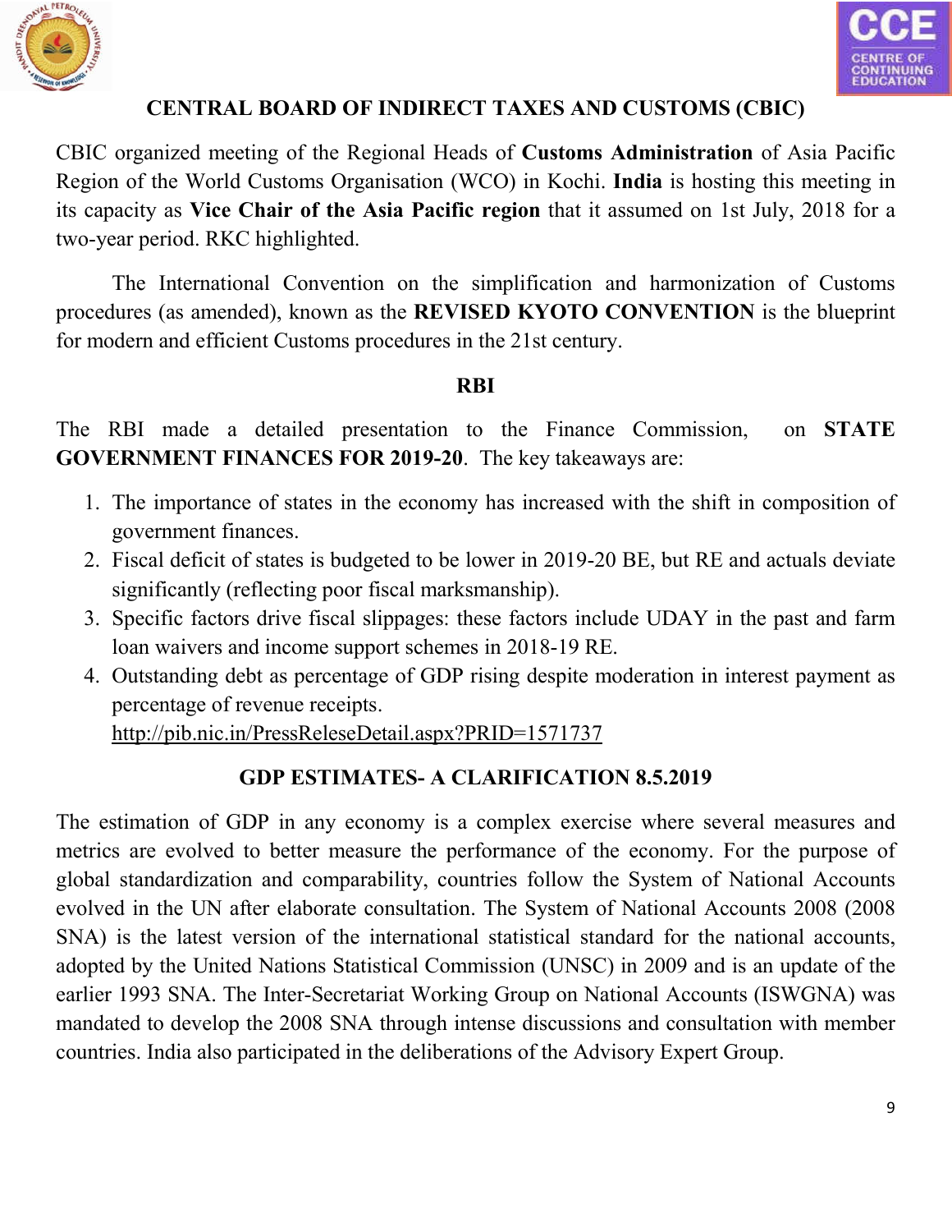## CENTRAL BOARD OF INDIRECT TAXES AND CUSTOMS (CBIC)

CBIC organized meeting of the Regional Heads of **Customs Administration** of Asia Pacific Region of the World Customs Organisation (WCO) in Kochi. **India** is hosting this meeting in its capacity as **Vice Chair of the Asia Pacific region** that it assumed on 1st July, 2018 for a two-year period. RKC highlighted.

The International Convention on the simplification and harmonization of Customs procedures (as amended), known as the **REVISED KYOTO CONVENTION** is the blueprint for modern and efficient Customs procedures in the 21st century.

## RBI

The RBI made a detailed presentation to the Finance Commission, on **STATE GOVERNMENT FINANCES FOR 2019-20**. The key takeaways are:

1. The importance of states in the economy has increased with the shift in composition of government finances.
2. Fiscal deficit of states is budgeted to be lower in 2019-20 BE, but RE and actuals deviate significantly (reflecting poor fiscal marksmanship).
3. Specific factors drive fiscal slippages: these factors include UDAY in the past and farm loan waivers and income support schemes in 2018-19 RE.
4. Outstanding debt as percentage of GDP rising despite moderation in interest payment as percentage of revenue receipts.
   http://pib.nic.in/PressReleseDetail.aspx?PRID=1571737

## GDP ESTIMATES- A CLARIFICATION 8.5.2019

The estimation of GDP in any economy is a complex exercise where several measures and metrics are evolved to better measure the performance of the economy. For the purpose of global standardization and comparability, countries follow the System of National Accounts evolved in the UN after elaborate consultation. The System of National Accounts 2008 (2008 SNA) is the latest version of the international statistical standard for the national accounts, adopted by the United Nations Statistical Commission (UNSC) in 2009 and is an update of the earlier 1993 SNA. The Inter-Secretariat Working Group on National Accounts (ISWGNA) was mandated to develop the 2008 SNA through intense discussions and consultation with member countries. India also participated in the deliberations of the Advisory Expert Group.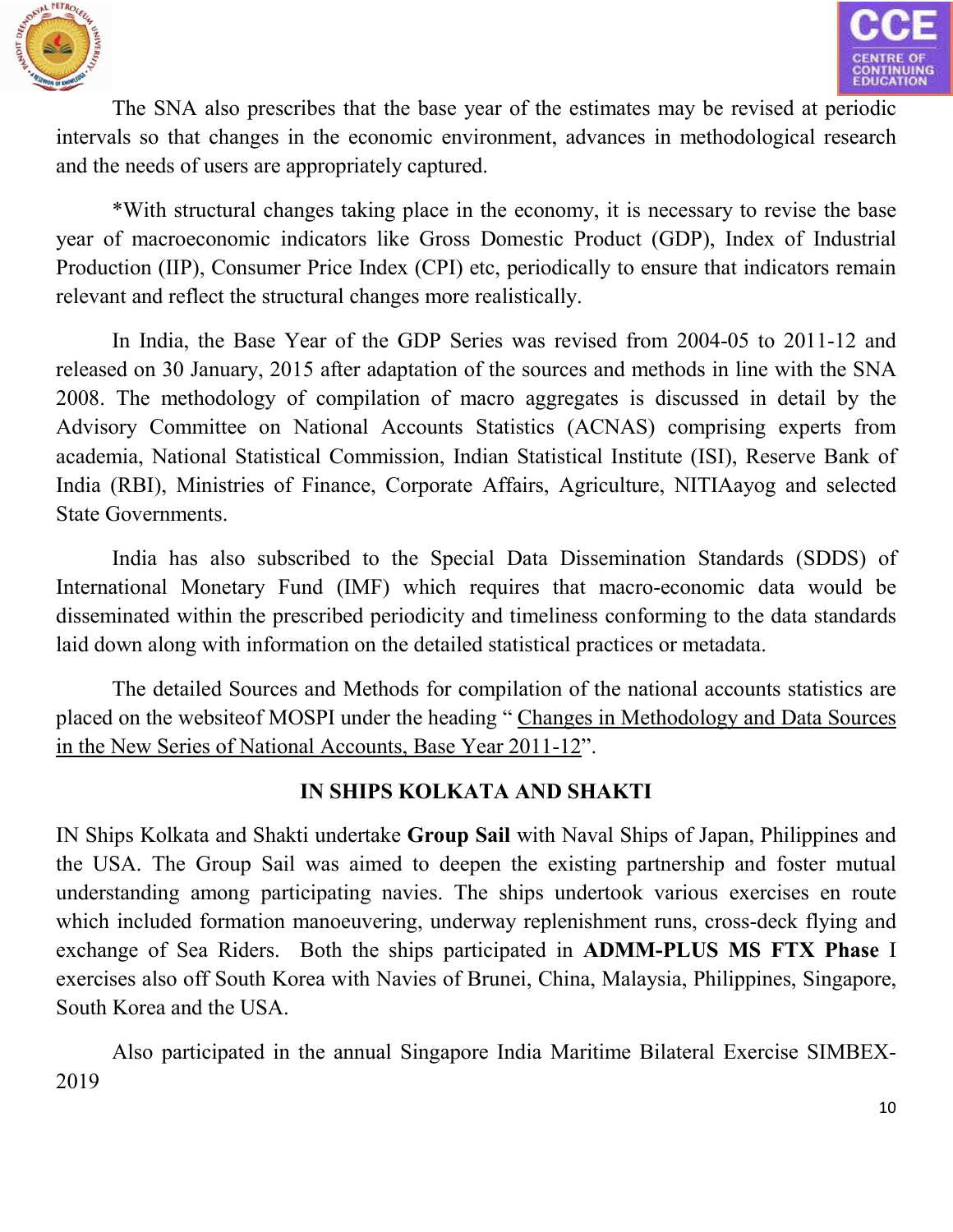The SNA also prescribes that the base year of the estimates may be revised at periodic intervals so that changes in the economic environment, advances in methodological research and the needs of users are appropriately captured.

*With structural changes taking place in the economy, it is necessary to revise the base year of macroeconomic indicators like Gross Domestic Product (GDP), Index of Industrial Production (IIP), Consumer Price Index (CPI) etc, periodically to ensure that indicators remain relevant and reflect the structural changes more realistically.

In India, the Base Year of the GDP Series was revised from 2004-05 to 2011-12 and released on 30 January, 2015 after adaptation of the sources and methods in line with the SNA 2008. The methodology of compilation of macro aggregates is discussed in detail by the Advisory Committee on National Accounts Statistics (ACNAS) comprising experts from academia, National Statistical Commission, Indian Statistical Institute (ISI), Reserve Bank of India (RBI), Ministries of Finance, Corporate Affairs, Agriculture, NITIAayog and selected State Governments.

India has also subscribed to the Special Data Dissemination Standards (SDDS) of International Monetary Fund (IMF) which requires that macro-economic data would be disseminated within the prescribed periodicity and timeliness conforming to the data standards laid down along with information on the detailed statistical practices or metadata.

The detailed Sources and Methods for compilation of the national accounts statistics are placed on the websiteof MOSPI under the heading " Changes in Methodology and Data Sources in the New Series of National Accounts, Base Year 2011-12".

## IN SHIPS KOLKATA AND SHAKTI

IN Ships Kolkata and Shakti undertake **Group Sail** with Naval Ships of Japan, Philippines and the USA. The Group Sail was aimed to deepen the existing partnership and foster mutual understanding among participating navies. The ships undertook various exercises en route which included formation manoeuvering, underway replenishment runs, cross-deck flying and exchange of Sea Riders. Both the ships participated in **ADMM-PLUS MS FTX Phase** I exercises also off South Korea with Navies of Brunei, China, Malaysia, Philippines, Singapore, South Korea and the USA.

Also participated in the annual Singapore India Maritime Bilateral Exercise SIMBEX-2019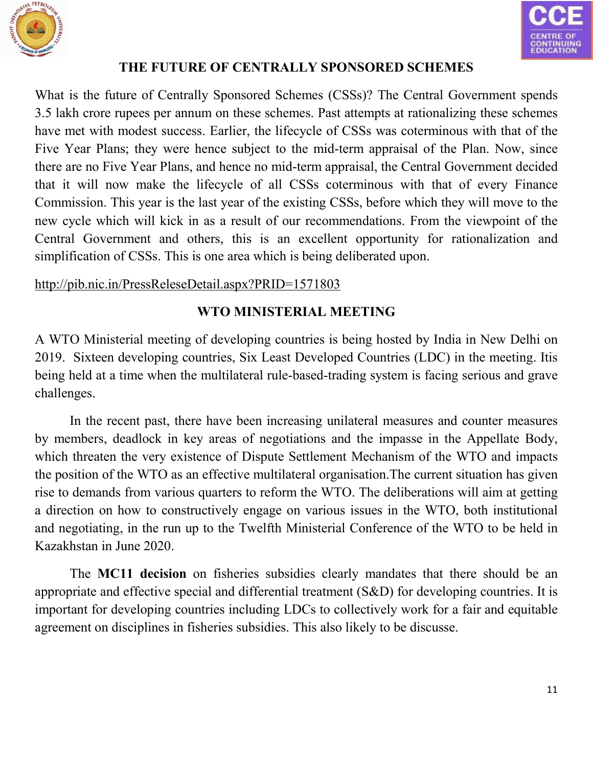## THE FUTURE OF CENTRALLY SPONSORED SCHEMES

What is the future of Centrally Sponsored Schemes (CSSs)? The Central Government spends 3.5 lakh crore rupees per annum on these schemes. Past attempts at rationalizing these schemes have met with modest success. Earlier, the lifecycle of CSSs was coterminous with that of the Five Year Plans; they were hence subject to the mid-term appraisal of the Plan. Now, since there are no Five Year Plans, and hence no mid-term appraisal, the Central Government decided that it will now make the lifecycle of all CSSs coterminous with that of every Finance Commission. This year is the last year of the existing CSSs, before which they will move to the new cycle which will kick in as a result of our recommendations. From the viewpoint of the Central Government and others, this is an excellent opportunity for rationalization and simplification of CSSs. This is one area which is being deliberated upon.

http://pib.nic.in/PressReleseDetail.aspx?PRID=1571803

## WTO MINISTERIAL MEETING

A WTO Ministerial meeting of developing countries is being hosted by India in New Delhi on 2019. Sixteen developing countries, Six Least Developed Countries (LDC) in the meeting. Itis being held at a time when the multilateral rule-based-trading system is facing serious and grave challenges.

In the recent past, there have been increasing unilateral measures and counter measures by members, deadlock in key areas of negotiations and the impasse in the Appellate Body, which threaten the very existence of Dispute Settlement Mechanism of the WTO and impacts the position of the WTO as an effective multilateral organisation.The current situation has given rise to demands from various quarters to reform the WTO. The deliberations will aim at getting a direction on how to constructively engage on various issues in the WTO, both institutional and negotiating, in the run up to the Twelfth Ministerial Conference of the WTO to be held in Kazakhstan in June 2020.

The **MC11 decision** on fisheries subsidies clearly mandates that there should be an appropriate and effective special and differential treatment (S&D) for developing countries. It is important for developing countries including LDCs to collectively work for a fair and equitable agreement on disciplines in fisheries subsidies. This also likely to be discusse.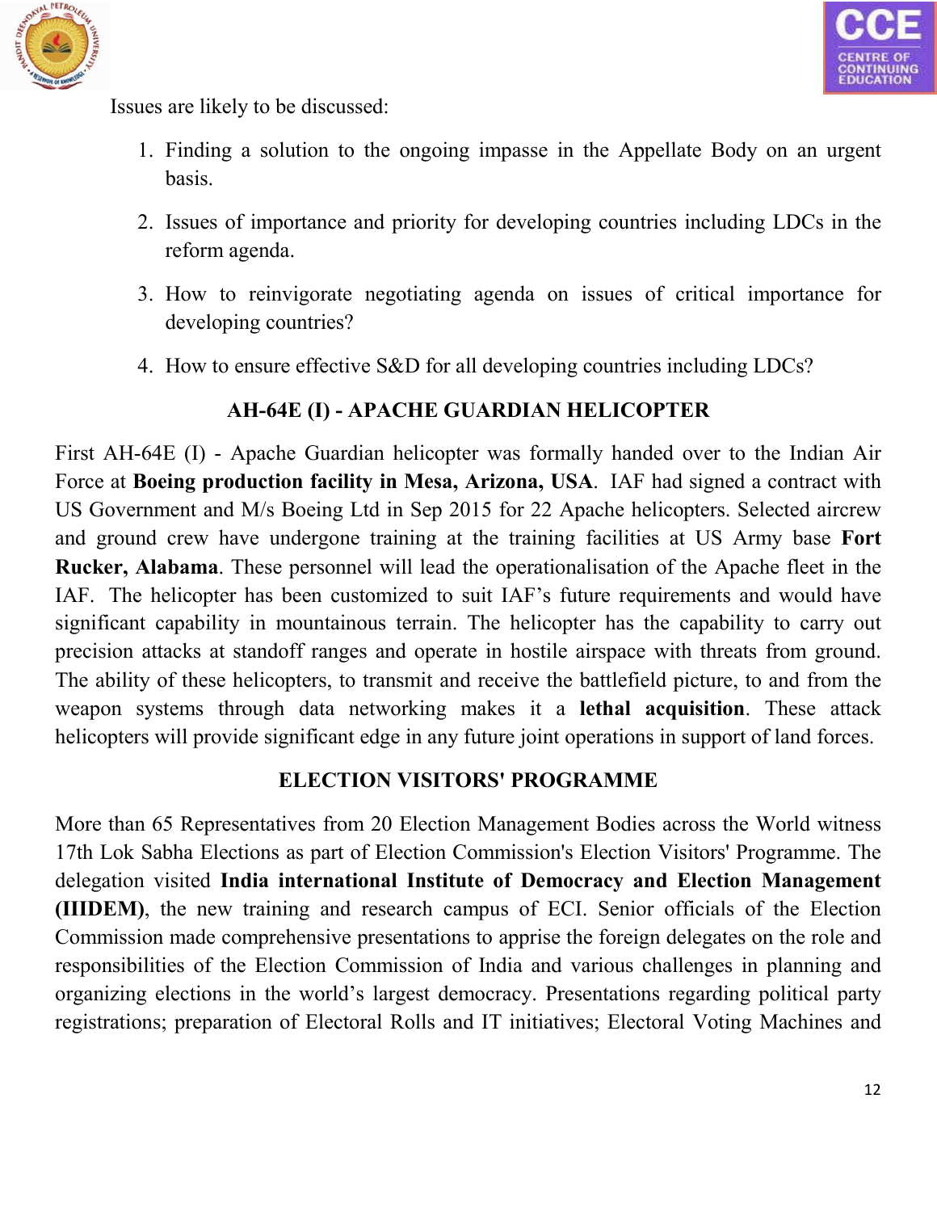Issues are likely to be discussed:

1. Finding a solution to the ongoing impasse in the Appellate Body on an urgent basis.
2. Issues of importance and priority for developing countries including LDCs in the reform agenda.
3. How to reinvigorate negotiating agenda on issues of critical importance for developing countries?
4. How to ensure effective S&D for all developing countries including LDCs?

## AH-64E (I) - APACHE GUARDIAN HELICOPTER

First AH-64E (I) - Apache Guardian helicopter was formally handed over to the Indian Air Force at **Boeing production facility in Mesa, Arizona, USA**. IAF had signed a contract with US Government and M/s Boeing Ltd in Sep 2015 for 22 Apache helicopters. Selected aircrew and ground crew have undergone training at the training facilities at US Army base **Fort Rucker, Alabama**. These personnel will lead the operationalisation of the Apache fleet in the IAF. The helicopter has been customized to suit IAF's future requirements and would have significant capability in mountainous terrain. The helicopter has the capability to carry out precision attacks at standoff ranges and operate in hostile airspace with threats from ground. The ability of these helicopters, to transmit and receive the battlefield picture, to and from the weapon systems through data networking makes it a **lethal acquisition**. These attack helicopters will provide significant edge in any future joint operations in support of land forces.

## ELECTION VISITORS' PROGRAMME

More than 65 Representatives from 20 Election Management Bodies across the World witness 17th Lok Sabha Elections as part of Election Commission's Election Visitors' Programme. The delegation visited **India international Institute of Democracy and Election Management (IIIDEM)**, the new training and research campus of ECI. Senior officials of the Election Commission made comprehensive presentations to apprise the foreign delegates on the role and responsibilities of the Election Commission of India and various challenges in planning and organizing elections in the world's largest democracy. Presentations regarding political party registrations; preparation of Electoral Rolls and IT initiatives; Electoral Voting Machines and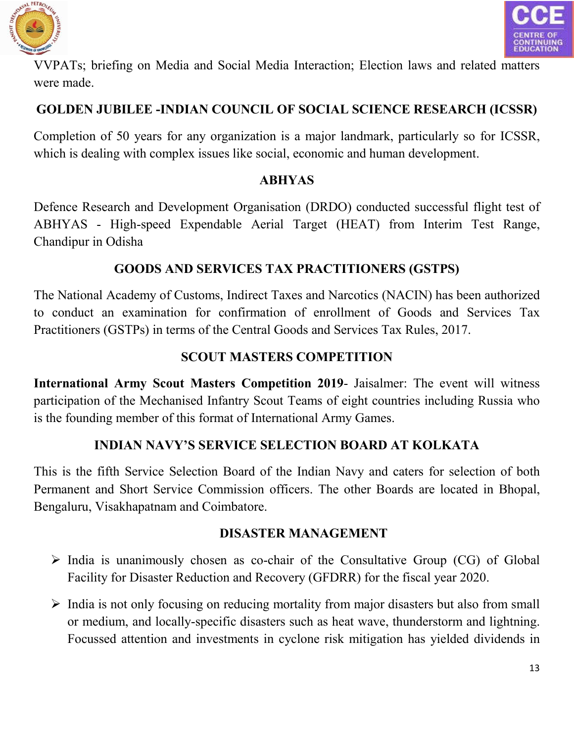VVPATs; briefing on Media and Social Media Interaction; Election laws and related matters were made.

## GOLDEN JUBILEE -INDIAN COUNCIL OF SOCIAL SCIENCE RESEARCH (ICSSR)

Completion of 50 years for any organization is a major landmark, particularly so for ICSSR, which is dealing with complex issues like social, economic and human development.

## ABHYAS

Defence Research and Development Organisation (DRDO) conducted successful flight test of ABHYAS - High-speed Expendable Aerial Target (HEAT) from Interim Test Range, Chandipur in Odisha

## GOODS AND SERVICES TAX PRACTITIONERS (GSTPS)

The National Academy of Customs, Indirect Taxes and Narcotics (NACIN) has been authorized to conduct an examination for confirmation of enrollment of Goods and Services Tax Practitioners (GSTPs) in terms of the Central Goods and Services Tax Rules, 2017.

## SCOUT MASTERS COMPETITION

**International Army Scout Masters Competition 2019**- Jaisalmer: The event will witness participation of the Mechanised Infantry Scout Teams of eight countries including Russia who is the founding member of this format of International Army Games.

## INDIAN NAVY'S SERVICE SELECTION BOARD AT KOLKATA

This is the fifth Service Selection Board of the Indian Navy and caters for selection of both Permanent and Short Service Commission officers. The other Boards are located in Bhopal, Bengaluru, Visakhapatnam and Coimbatore.

## DISASTER MANAGEMENT

- India is unanimously chosen as co-chair of the Consultative Group (CG) of Global Facility for Disaster Reduction and Recovery (GFDRR) for the fiscal year 2020.
- India is not only focusing on reducing mortality from major disasters but also from small or medium, and locally-specific disasters such as heat wave, thunderstorm and lightning. Focussed attention and investments in cyclone risk mitigation has yielded dividends in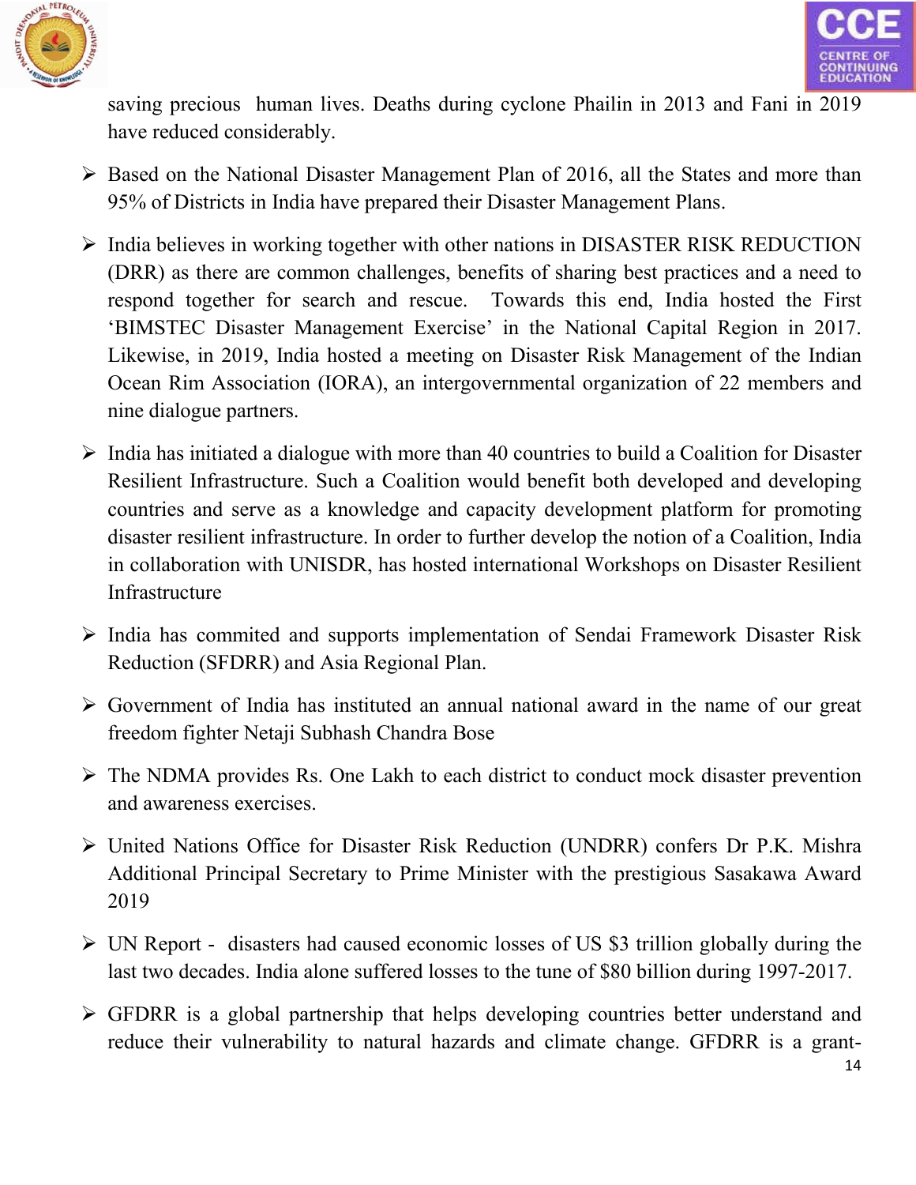saving precious human lives. Deaths during cyclone Phailin in 2013 and Fani in 2019 have reduced considerably.

- Based on the National Disaster Management Plan of 2016, all the States and more than 95% of Districts in India have prepared their Disaster Management Plans.
- India believes in working together with other nations in DISASTER RISK REDUCTION (DRR) as there are common challenges, benefits of sharing best practices and a need to respond together for search and rescue. Towards this end, India hosted the First 'BIMSTEC Disaster Management Exercise' in the National Capital Region in 2017. Likewise, in 2019, India hosted a meeting on Disaster Risk Management of the Indian Ocean Rim Association (IORA), an intergovernmental organization of 22 members and nine dialogue partners.
- India has initiated a dialogue with more than 40 countries to build a Coalition for Disaster Resilient Infrastructure. Such a Coalition would benefit both developed and developing countries and serve as a knowledge and capacity development platform for promoting disaster resilient infrastructure. In order to further develop the notion of a Coalition, India in collaboration with UNISDR, has hosted international Workshops on Disaster Resilient Infrastructure
- India has commited and supports implementation of Sendai Framework Disaster Risk Reduction (SFDRR) and Asia Regional Plan.
- Government of India has instituted an annual national award in the name of our great freedom fighter Netaji Subhash Chandra Bose
- The NDMA provides Rs. One Lakh to each district to conduct mock disaster prevention and awareness exercises.
- United Nations Office for Disaster Risk Reduction (UNDRR) confers Dr P.K. Mishra Additional Principal Secretary to Prime Minister with the prestigious Sasakawa Award 2019
- UN Report - disasters had caused economic losses of US $3 trillion globally during the last two decades. India alone suffered losses to the tune of $80 billion during 1997-2017.
- GFDRR is a global partnership that helps developing countries better understand and reduce their vulnerability to natural hazards and climate change. GFDRR is a grant-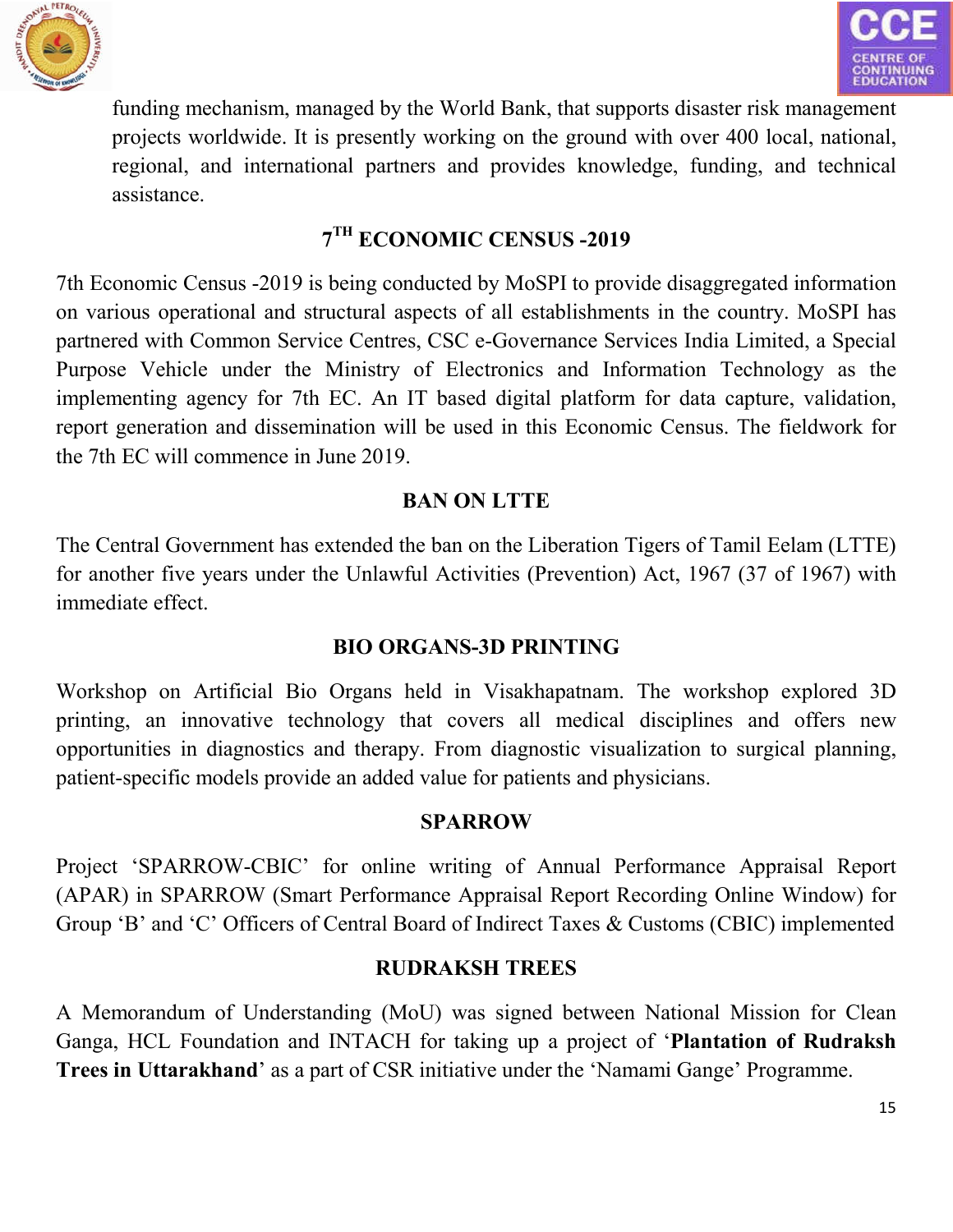funding mechanism, managed by the World Bank, that supports disaster risk management projects worldwide. It is presently working on the ground with over 400 local, national, regional, and international partners and provides knowledge, funding, and technical assistance.

## 7TH ECONOMIC CENSUS -2019

7th Economic Census -2019 is being conducted by MoSPI to provide disaggregated information on various operational and structural aspects of all establishments in the country. MoSPI has partnered with Common Service Centres, CSC e-Governance Services India Limited, a Special Purpose Vehicle under the Ministry of Electronics and Information Technology as the implementing agency for 7th EC. An IT based digital platform for data capture, validation, report generation and dissemination will be used in this Economic Census. The fieldwork for the 7th EC will commence in June 2019.

## BAN ON LTTE

The Central Government has extended the ban on the Liberation Tigers of Tamil Eelam (LTTE) for another five years under the Unlawful Activities (Prevention) Act, 1967 (37 of 1967) with immediate effect.

## BIO ORGANS-3D PRINTING

Workshop on Artificial Bio Organs held in Visakhapatnam. The workshop explored 3D printing, an innovative technology that covers all medical disciplines and offers new opportunities in diagnostics and therapy. From diagnostic visualization to surgical planning, patient-specific models provide an added value for patients and physicians.

## SPARROW

Project 'SPARROW-CBIC' for online writing of Annual Performance Appraisal Report (APAR) in SPARROW (Smart Performance Appraisal Report Recording Online Window) for Group 'B' and 'C' Officers of Central Board of Indirect Taxes & Customs (CBIC) implemented

## RUDRAKSH TREES

A Memorandum of Understanding (MoU) was signed between National Mission for Clean Ganga, HCL Foundation and INTACH for taking up a project of '**Plantation of Rudraksh Trees in Uttarakhand**' as a part of CSR initiative under the 'Namami Gange' Programme.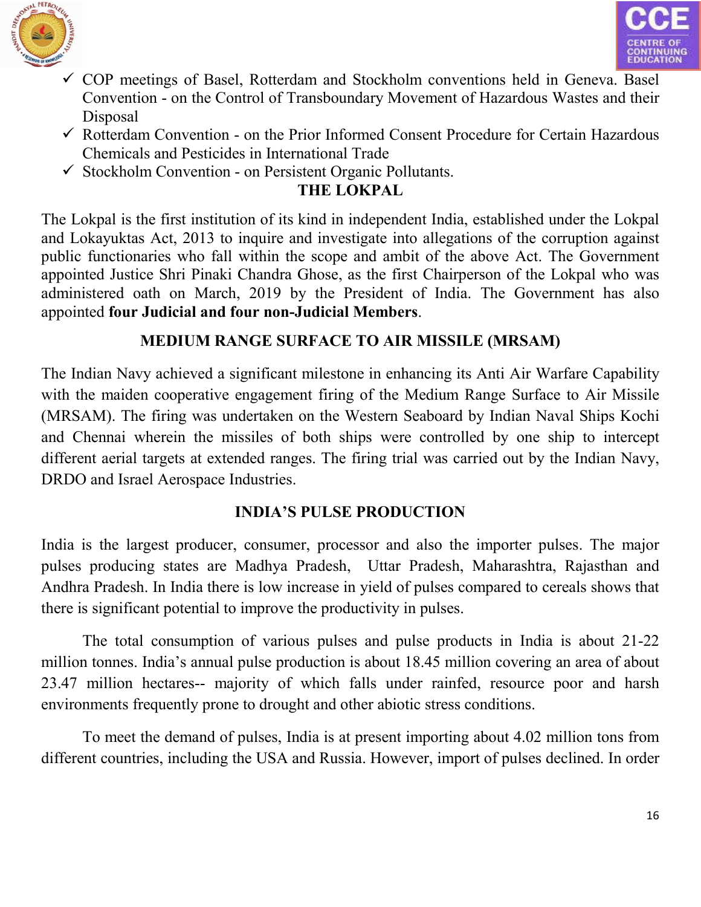- ✓ COP meetings of Basel, Rotterdam and Stockholm conventions held in Geneva. Basel Convention - on the Control of Transboundary Movement of Hazardous Wastes and their Disposal
- ✓ Rotterdam Convention - on the Prior Informed Consent Procedure for Certain Hazardous Chemicals and Pesticides in International Trade
- ✓ Stockholm Convention - on Persistent Organic Pollutants.

## THE LOKPAL

The Lokpal is the first institution of its kind in independent India, established under the Lokpal and Lokayuktas Act, 2013 to inquire and investigate into allegations of the corruption against public functionaries who fall within the scope and ambit of the above Act. The Government appointed Justice Shri Pinaki Chandra Ghose, as the first Chairperson of the Lokpal who was administered oath on March, 2019 by the President of India. The Government has also appointed **four Judicial and four non-Judicial Members**.

## MEDIUM RANGE SURFACE TO AIR MISSILE (MRSAM)

The Indian Navy achieved a significant milestone in enhancing its Anti Air Warfare Capability with the maiden cooperative engagement firing of the Medium Range Surface to Air Missile (MRSAM). The firing was undertaken on the Western Seaboard by Indian Naval Ships Kochi and Chennai wherein the missiles of both ships were controlled by one ship to intercept different aerial targets at extended ranges. The firing trial was carried out by the Indian Navy, DRDO and Israel Aerospace Industries.

## INDIA'S PULSE PRODUCTION

India is the largest producer, consumer, processor and also the importer pulses. The major pulses producing states are Madhya Pradesh, Uttar Pradesh, Maharashtra, Rajasthan and Andhra Pradesh. In India there is low increase in yield of pulses compared to cereals shows that there is significant potential to improve the productivity in pulses.

The total consumption of various pulses and pulse products in India is about 21-22 million tonnes. India's annual pulse production is about 18.45 million covering an area of about 23.47 million hectares-- majority of which falls under rainfed, resource poor and harsh environments frequently prone to drought and other abiotic stress conditions.

To meet the demand of pulses, India is at present importing about 4.02 million tons from different countries, including the USA and Russia. However, import of pulses declined. In order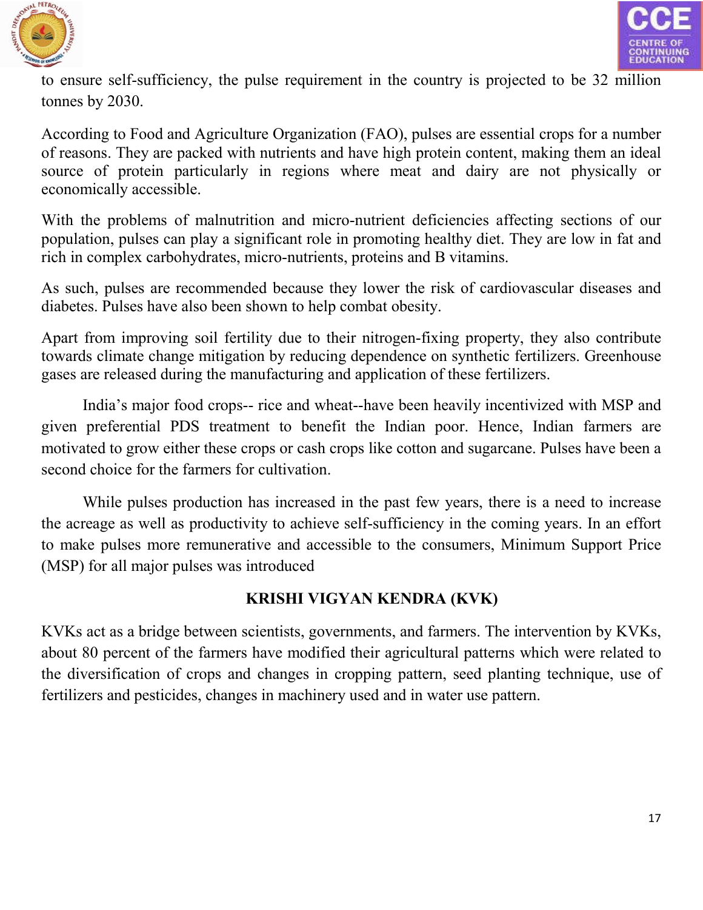to ensure self-sufficiency, the pulse requirement in the country is projected to be 32 million tonnes by 2030.

According to Food and Agriculture Organization (FAO), pulses are essential crops for a number of reasons. They are packed with nutrients and have high protein content, making them an ideal source of protein particularly in regions where meat and dairy are not physically or economically accessible.

With the problems of malnutrition and micro-nutrient deficiencies affecting sections of our population, pulses can play a significant role in promoting healthy diet. They are low in fat and rich in complex carbohydrates, micro-nutrients, proteins and B vitamins.

As such, pulses are recommended because they lower the risk of cardiovascular diseases and diabetes. Pulses have also been shown to help combat obesity.

Apart from improving soil fertility due to their nitrogen-fixing property, they also contribute towards climate change mitigation by reducing dependence on synthetic fertilizers. Greenhouse gases are released during the manufacturing and application of these fertilizers.

India's major food crops-- rice and wheat--have been heavily incentivized with MSP and given preferential PDS treatment to benefit the Indian poor. Hence, Indian farmers are motivated to grow either these crops or cash crops like cotton and sugarcane. Pulses have been a second choice for the farmers for cultivation.

While pulses production has increased in the past few years, there is a need to increase the acreage as well as productivity to achieve self-sufficiency in the coming years. In an effort to make pulses more remunerative and accessible to the consumers, Minimum Support Price (MSP) for all major pulses was introduced

## KRISHI VIGYAN KENDRA (KVK)

KVKs act as a bridge between scientists, governments, and farmers. The intervention by KVKs, about 80 percent of the farmers have modified their agricultural patterns which were related to the diversification of crops and changes in cropping pattern, seed planting technique, use of fertilizers and pesticides, changes in machinery used and in water use pattern.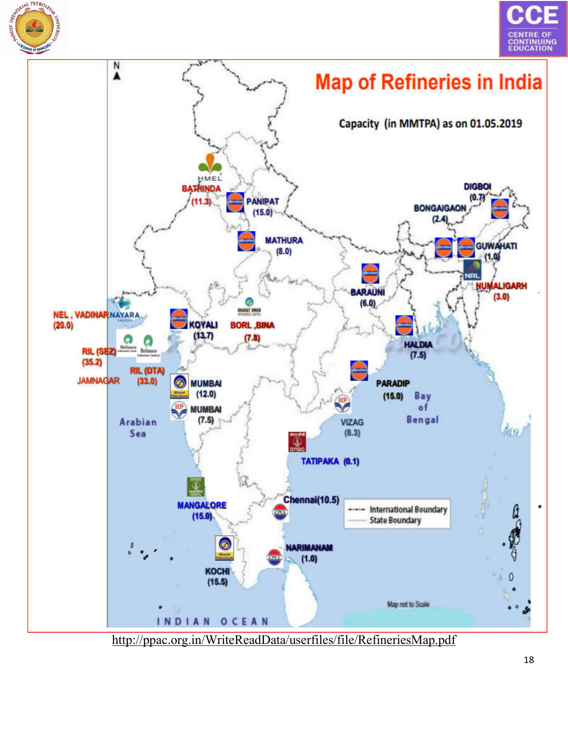# Map of Refineries in India

Capacity (in MMTPA) as on 01.05.2019

- HMEL BATHINDA (11.3)
- PANIPAT (15.0)
- MATHURA (8.0)
- DIGBOI (0.7)
- BONGAIGAON (2.4)
- GUWAHATI (1.0)
- NUMALIGARH (3.0)
- BARAUNI (6.0)
- HALDIA (7.5)
- NEL, VADINAR NAYARA (20.0)
- KOYALI (13.7)
- BORL, BINA (7.8)
- RIL (SEZ) (35.2)
- RIL (DTA) (33.0)
- JAMNAGAR
- MUMBAI (12.0)
- MUMBAI (7.5)
- PARADIP (15.0)
- VIZAG (8.3)
- TATIPAKA (0.1)
- MANGALORE (15.0)
- Chennai(10.5)
- NARIMANAM (1.0)
- KOCHI (15.5)

Arabian Sea

Bay of Bengal

INDIAN OCEAN

---- International Boundary

------ State Boundary

Map not to Scale

http://ppac.org.in/WriteReadData/userfiles/file/RefineriesMap.pdf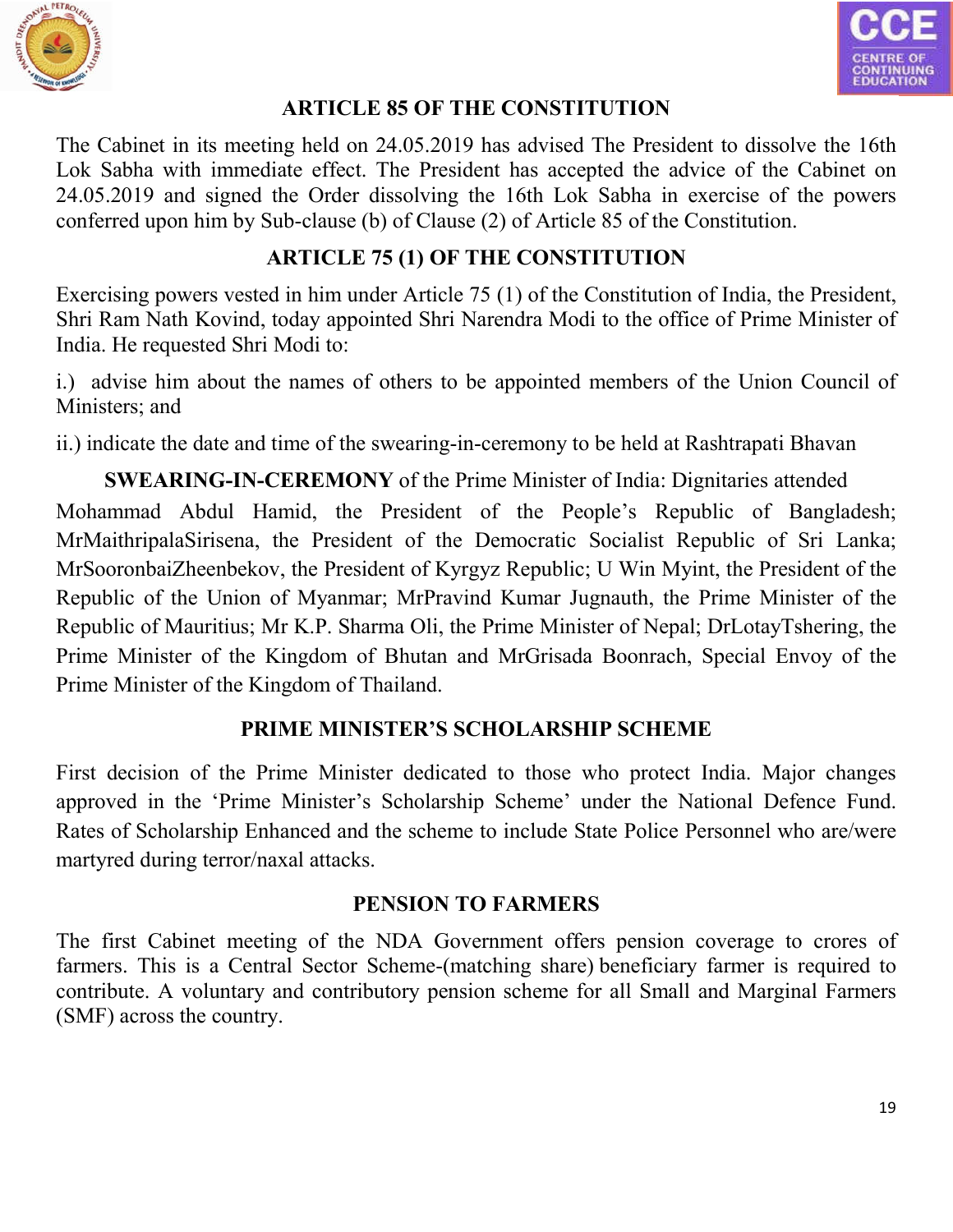## ARTICLE 85 OF THE CONSTITUTION

The Cabinet in its meeting held on 24.05.2019 has advised The President to dissolve the 16th Lok Sabha with immediate effect. The President has accepted the advice of the Cabinet on 24.05.2019 and signed the Order dissolving the 16th Lok Sabha in exercise of the powers conferred upon him by Sub-clause (b) of Clause (2) of Article 85 of the Constitution.

## ARTICLE 75 (1) OF THE CONSTITUTION

Exercising powers vested in him under Article 75 (1) of the Constitution of India, the President, Shri Ram Nath Kovind, today appointed Shri Narendra Modi to the office of Prime Minister of India. He requested Shri Modi to:

i.) advise him about the names of others to be appointed members of the Union Council of Ministers; and

ii.) indicate the date and time of the swearing-in-ceremony to be held at Rashtrapati Bhavan

**SWEARING-IN-CEREMONY** of the Prime Minister of India: Dignitaries attended

Mohammad Abdul Hamid, the President of the People's Republic of Bangladesh; MrMaithripalaSirisena, the President of the Democratic Socialist Republic of Sri Lanka; MrSooronbaiZheenbekov, the President of Kyrgyz Republic; U Win Myint, the President of the Republic of the Union of Myanmar; MrPravind Kumar Jugnauth, the Prime Minister of the Republic of Mauritius; Mr K.P. Sharma Oli, the Prime Minister of Nepal; DrLotayTshering, the Prime Minister of the Kingdom of Bhutan and MrGrisada Boonrach, Special Envoy of the Prime Minister of the Kingdom of Thailand.

## PRIME MINISTER'S SCHOLARSHIP SCHEME

First decision of the Prime Minister dedicated to those who protect India. Major changes approved in the 'Prime Minister's Scholarship Scheme' under the National Defence Fund. Rates of Scholarship Enhanced and the scheme to include State Police Personnel who are/were martyred during terror/naxal attacks.

## PENSION TO FARMERS

The first Cabinet meeting of the NDA Government offers pension coverage to crores of farmers. This is a Central Sector Scheme-(matching share) beneficiary farmer is required to contribute. A voluntary and contributory pension scheme for all Small and Marginal Farmers (SMF) across the country.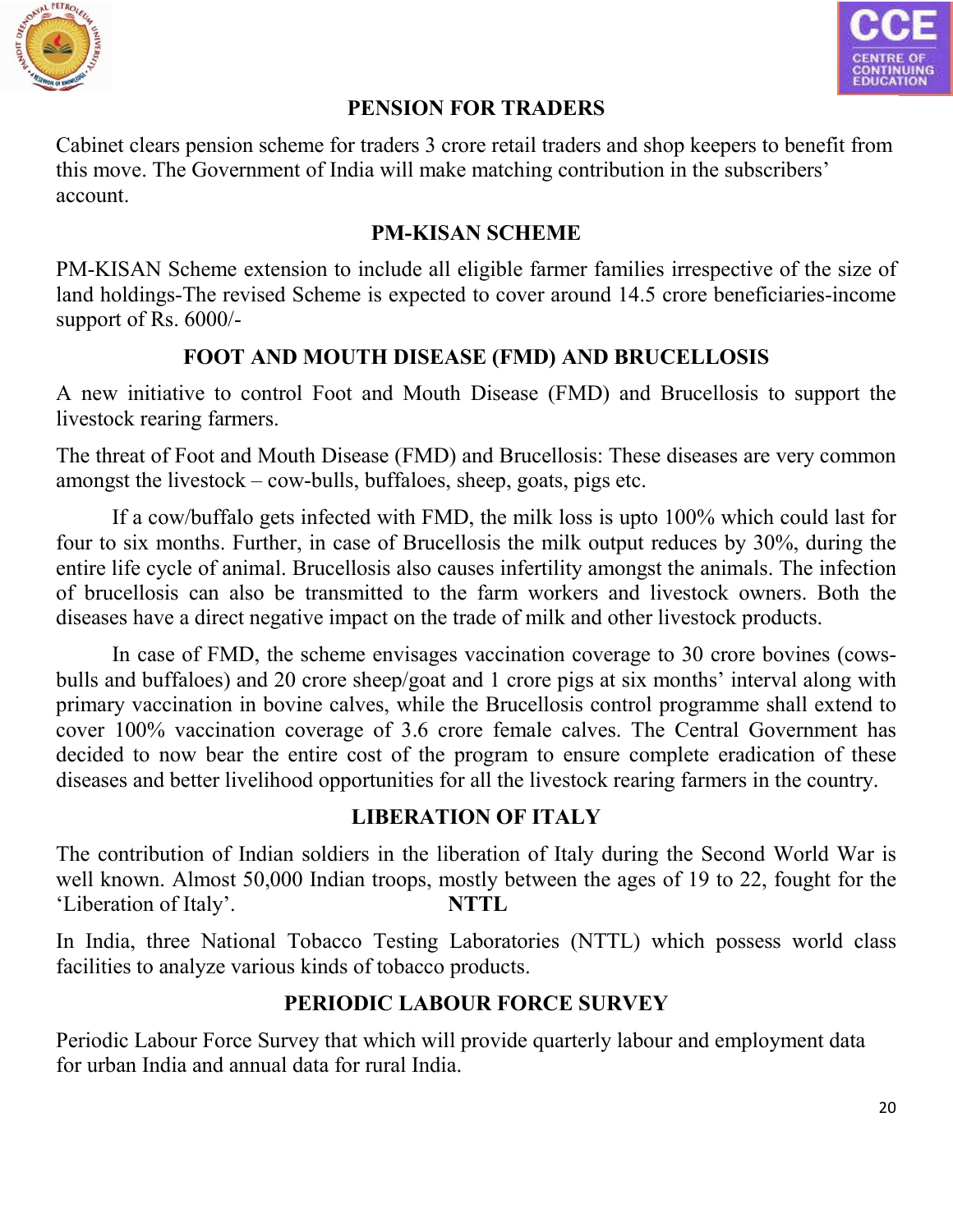## PENSION FOR TRADERS

Cabinet clears pension scheme for traders 3 crore retail traders and shop keepers to benefit from this move. The Government of India will make matching contribution in the subscribers' account.

## PM-KISAN SCHEME

PM-KISAN Scheme extension to include all eligible farmer families irrespective of the size of land holdings-The revised Scheme is expected to cover around 14.5 crore beneficiaries-income support of Rs. 6000/-

## FOOT AND MOUTH DISEASE (FMD) AND BRUCELLOSIS

A new initiative to control Foot and Mouth Disease (FMD) and Brucellosis to support the livestock rearing farmers.

The threat of Foot and Mouth Disease (FMD) and Brucellosis: These diseases are very common amongst the livestock – cow-bulls, buffaloes, sheep, goats, pigs etc.

If a cow/buffalo gets infected with FMD, the milk loss is upto 100% which could last for four to six months. Further, in case of Brucellosis the milk output reduces by 30%, during the entire life cycle of animal. Brucellosis also causes infertility amongst the animals. The infection of brucellosis can also be transmitted to the farm workers and livestock owners. Both the diseases have a direct negative impact on the trade of milk and other livestock products.

In case of FMD, the scheme envisages vaccination coverage to 30 crore bovines (cows-bulls and buffaloes) and 20 crore sheep/goat and 1 crore pigs at six months' interval along with primary vaccination in bovine calves, while the Brucellosis control programme shall extend to cover 100% vaccination coverage of 3.6 crore female calves. The Central Government has decided to now bear the entire cost of the program to ensure complete eradication of these diseases and better livelihood opportunities for all the livestock rearing farmers in the country.

## LIBERATION OF ITALY

The contribution of Indian soldiers in the liberation of Italy during the Second World War is well known. Almost 50,000 Indian troops, mostly between the ages of 19 to 22, fought for the 'Liberation of Italy'.

## NTTL

In India, three National Tobacco Testing Laboratories (NTTL) which possess world class facilities to analyze various kinds of tobacco products.

## PERIODIC LABOUR FORCE SURVEY

Periodic Labour Force Survey that which will provide quarterly labour and employment data for urban India and annual data for rural India.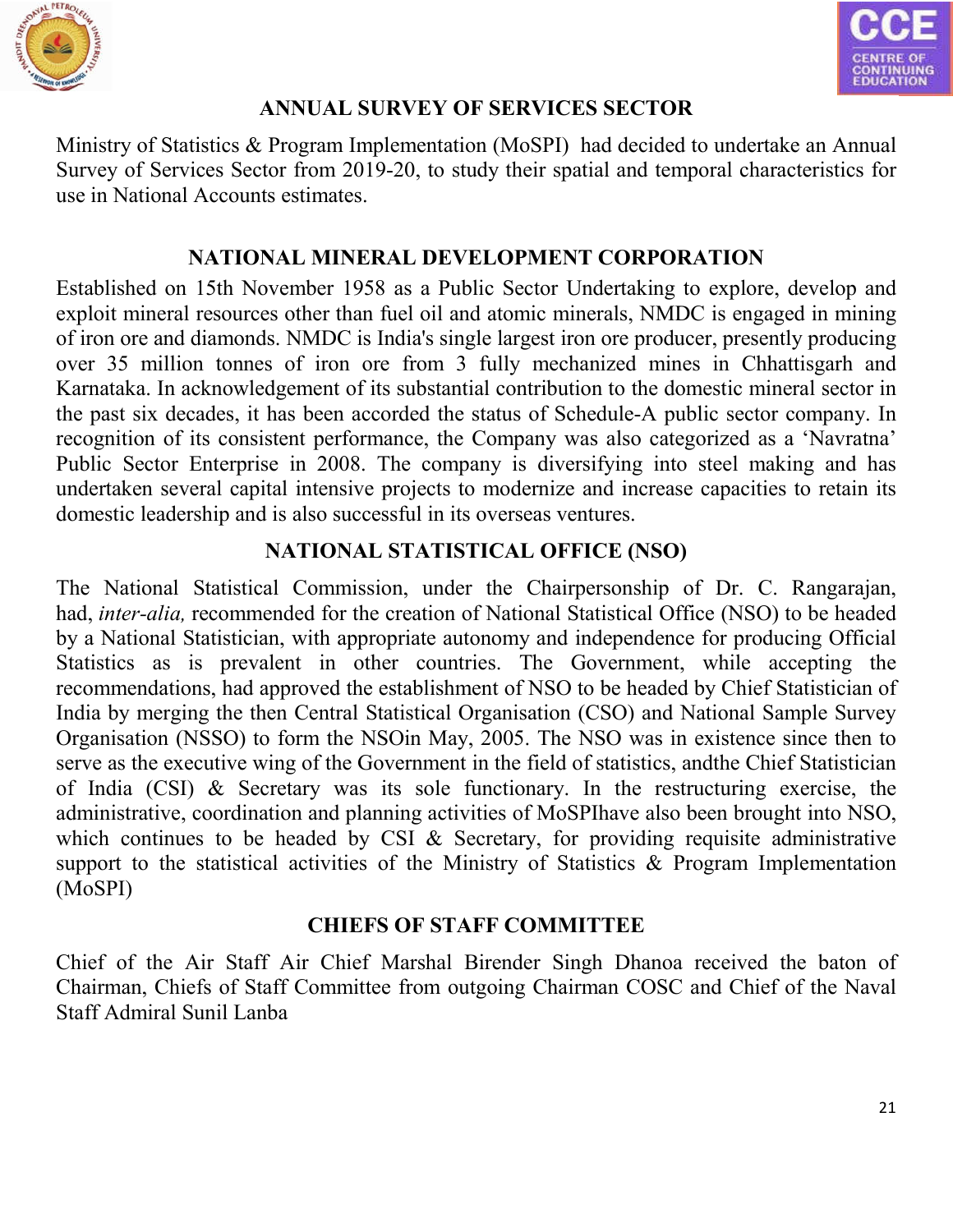## ANNUAL SURVEY OF SERVICES SECTOR

Ministry of Statistics & Program Implementation (MoSPI) had decided to undertake an Annual Survey of Services Sector from 2019-20, to study their spatial and temporal characteristics for use in National Accounts estimates.

## NATIONAL MINERAL DEVELOPMENT CORPORATION

Established on 15th November 1958 as a Public Sector Undertaking to explore, develop and exploit mineral resources other than fuel oil and atomic minerals, NMDC is engaged in mining of iron ore and diamonds. NMDC is India's single largest iron ore producer, presently producing over 35 million tonnes of iron ore from 3 fully mechanized mines in Chhattisgarh and Karnataka. In acknowledgement of its substantial contribution to the domestic mineral sector in the past six decades, it has been accorded the status of Schedule-A public sector company. In recognition of its consistent performance, the Company was also categorized as a 'Navratna' Public Sector Enterprise in 2008. The company is diversifying into steel making and has undertaken several capital intensive projects to modernize and increase capacities to retain its domestic leadership and is also successful in its overseas ventures.

## NATIONAL STATISTICAL OFFICE (NSO)

The National Statistical Commission, under the Chairpersonship of Dr. C. Rangarajan, had, *inter-alia,* recommended for the creation of National Statistical Office (NSO) to be headed by a National Statistician, with appropriate autonomy and independence for producing Official Statistics as is prevalent in other countries. The Government, while accepting the recommendations, had approved the establishment of NSO to be headed by Chief Statistician of India by merging the then Central Statistical Organisation (CSO) and National Sample Survey Organisation (NSSO) to form the NSOin May, 2005. The NSO was in existence since then to serve as the executive wing of the Government in the field of statistics, andthe Chief Statistician of India (CSI) & Secretary was its sole functionary. In the restructuring exercise, the administrative, coordination and planning activities of MoSPIhave also been brought into NSO, which continues to be headed by CSI & Secretary, for providing requisite administrative support to the statistical activities of the Ministry of Statistics & Program Implementation (MoSPI)

## CHIEFS OF STAFF COMMITTEE

Chief of the Air Staff Air Chief Marshal Birender Singh Dhanoa received the baton of Chairman, Chiefs of Staff Committee from outgoing Chairman COSC and Chief of the Naval Staff Admiral Sunil Lanba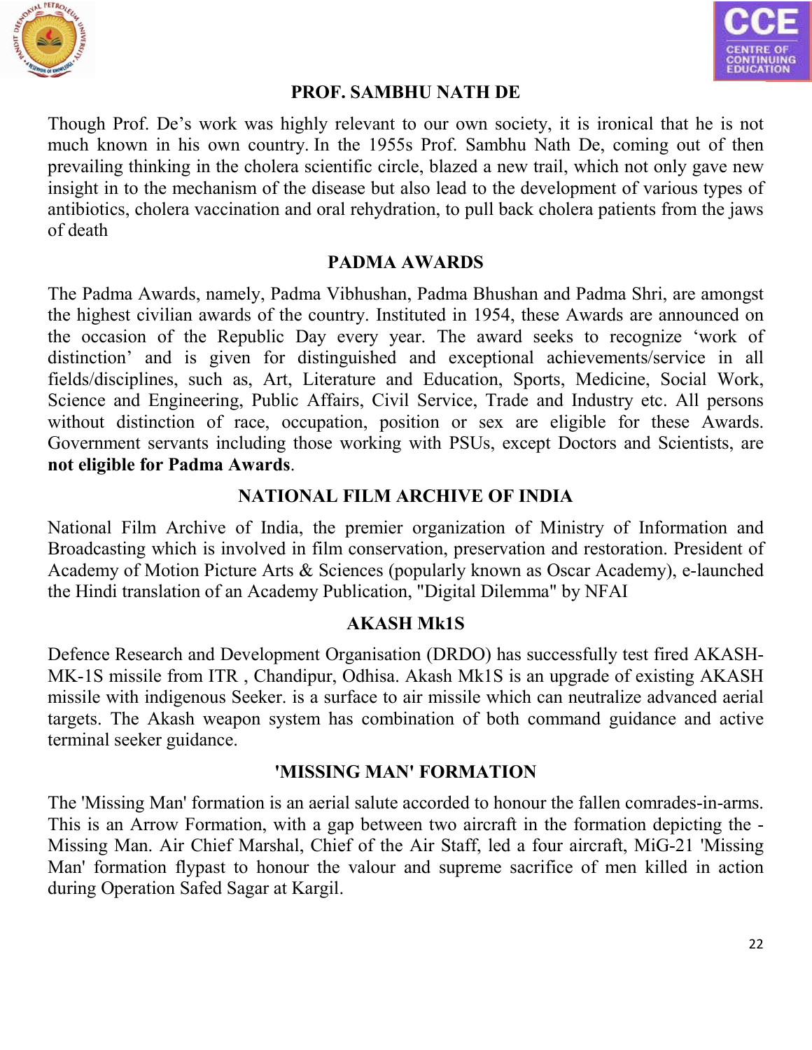## PROF. SAMBHU NATH DE

Though Prof. De's work was highly relevant to our own society, it is ironical that he is not much known in his own country. In the 1955s Prof. Sambhu Nath De, coming out of then prevailing thinking in the cholera scientific circle, blazed a new trail, which not only gave new insight in to the mechanism of the disease but also lead to the development of various types of antibiotics, cholera vaccination and oral rehydration, to pull back cholera patients from the jaws of death

## PADMA AWARDS

The Padma Awards, namely, Padma Vibhushan, Padma Bhushan and Padma Shri, are amongst the highest civilian awards of the country. Instituted in 1954, these Awards are announced on the occasion of the Republic Day every year. The award seeks to recognize 'work of distinction' and is given for distinguished and exceptional achievements/service in all fields/disciplines, such as, Art, Literature and Education, Sports, Medicine, Social Work, Science and Engineering, Public Affairs, Civil Service, Trade and Industry etc. All persons without distinction of race, occupation, position or sex are eligible for these Awards. Government servants including those working with PSUs, except Doctors and Scientists, are **not eligible for Padma Awards**.

## NATIONAL FILM ARCHIVE OF INDIA

National Film Archive of India, the premier organization of Ministry of Information and Broadcasting which is involved in film conservation, preservation and restoration. President of Academy of Motion Picture Arts & Sciences (popularly known as Oscar Academy), e-launched the Hindi translation of an Academy Publication, "Digital Dilemma" by NFAI

## AKASH Mk1S

Defence Research and Development Organisation (DRDO) has successfully test fired AKASH-MK-1S missile from ITR , Chandipur, Odhisa. Akash Mk1S is an upgrade of existing AKASH missile with indigenous Seeker. is a surface to air missile which can neutralize advanced aerial targets. The Akash weapon system has combination of both command guidance and active terminal seeker guidance.

## 'MISSING MAN' FORMATION

The 'Missing Man' formation is an aerial salute accorded to honour the fallen comrades-in-arms. This is an Arrow Formation, with a gap between two aircraft in the formation depicting the - Missing Man. Air Chief Marshal, Chief of the Air Staff, led a four aircraft, MiG-21 'Missing Man' formation flypast to honour the valour and supreme sacrifice of men killed in action during Operation Safed Sagar at Kargil.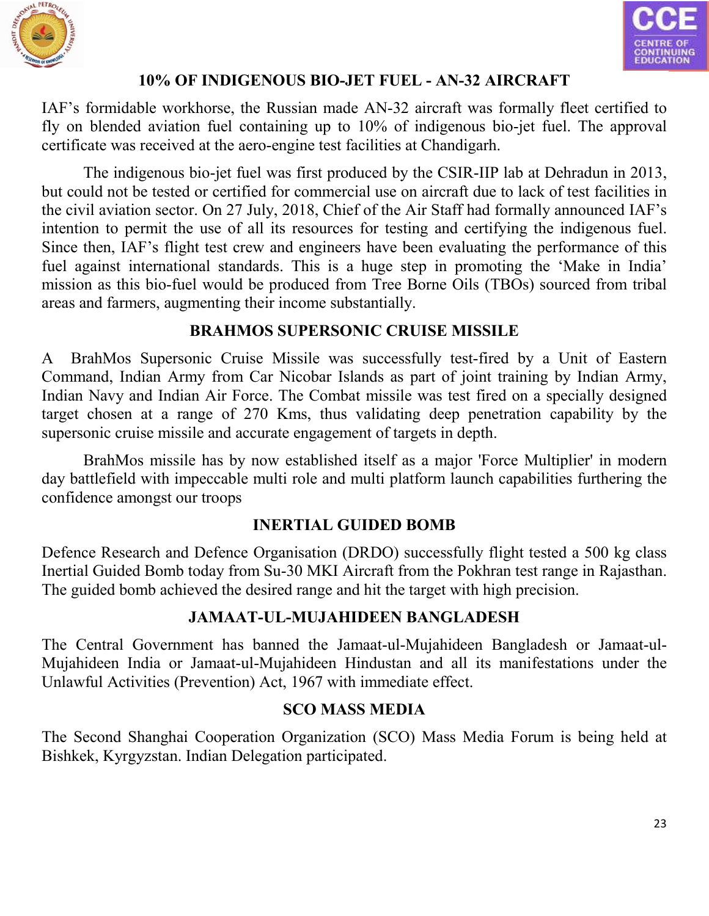## 10% OF INDIGENOUS BIO-JET FUEL - AN-32 AIRCRAFT

IAF's formidable workhorse, the Russian made AN-32 aircraft was formally fleet certified to fly on blended aviation fuel containing up to 10% of indigenous bio-jet fuel. The approval certificate was received at the aero-engine test facilities at Chandigarh.

The indigenous bio-jet fuel was first produced by the CSIR-IIP lab at Dehradun in 2013, but could not be tested or certified for commercial use on aircraft due to lack of test facilities in the civil aviation sector. On 27 July, 2018, Chief of the Air Staff had formally announced IAF's intention to permit the use of all its resources for testing and certifying the indigenous fuel. Since then, IAF's flight test crew and engineers have been evaluating the performance of this fuel against international standards. This is a huge step in promoting the 'Make in India' mission as this bio-fuel would be produced from Tree Borne Oils (TBOs) sourced from tribal areas and farmers, augmenting their income substantially.

## BRAHMOS SUPERSONIC CRUISE MISSILE

A BrahMos Supersonic Cruise Missile was successfully test-fired by a Unit of Eastern Command, Indian Army from Car Nicobar Islands as part of joint training by Indian Army, Indian Navy and Indian Air Force. The Combat missile was test fired on a specially designed target chosen at a range of 270 Kms, thus validating deep penetration capability by the supersonic cruise missile and accurate engagement of targets in depth.

BrahMos missile has by now established itself as a major 'Force Multiplier' in modern day battlefield with impeccable multi role and multi platform launch capabilities furthering the confidence amongst our troops

## INERTIAL GUIDED BOMB

Defence Research and Defence Organisation (DRDO) successfully flight tested a 500 kg class Inertial Guided Bomb today from Su-30 MKI Aircraft from the Pokhran test range in Rajasthan. The guided bomb achieved the desired range and hit the target with high precision.

## JAMAAT-UL-MUJAHIDEEN BANGLADESH

The Central Government has banned the Jamaat-ul-Mujahideen Bangladesh or Jamaat-ul-Mujahideen India or Jamaat-ul-Mujahideen Hindustan and all its manifestations under the Unlawful Activities (Prevention) Act, 1967 with immediate effect.

## SCO MASS MEDIA

The Second Shanghai Cooperation Organization (SCO) Mass Media Forum is being held at Bishkek, Kyrgyzstan. Indian Delegation participated.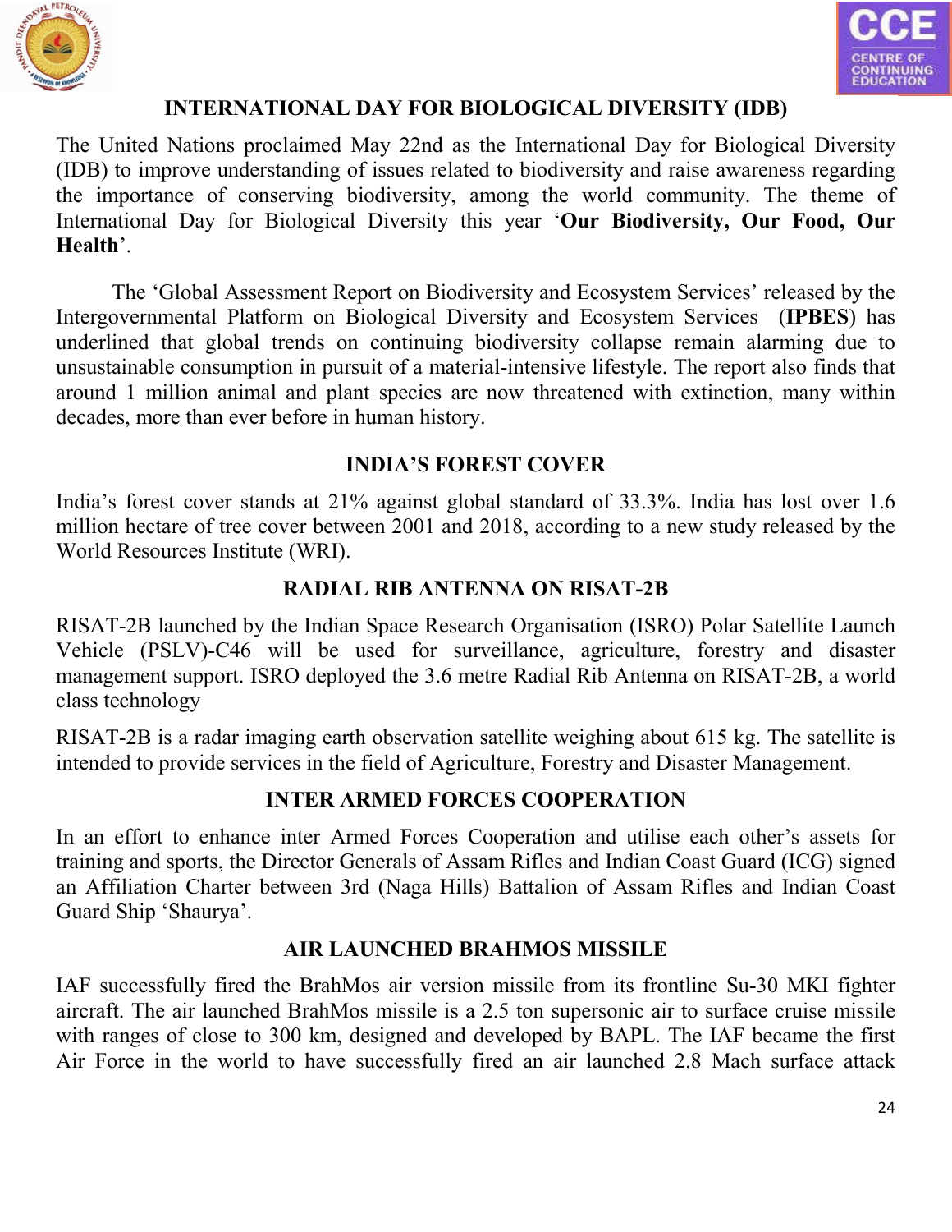## INTERNATIONAL DAY FOR BIOLOGICAL DIVERSITY (IDB)

The United Nations proclaimed May 22nd as the International Day for Biological Diversity (IDB) to improve understanding of issues related to biodiversity and raise awareness regarding the importance of conserving biodiversity, among the world community. The theme of International Day for Biological Diversity this year '**Our Biodiversity, Our Food, Our Health**'.

The 'Global Assessment Report on Biodiversity and Ecosystem Services' released by the Intergovernmental Platform on Biological Diversity and Ecosystem Services (**IPBES**) has underlined that global trends on continuing biodiversity collapse remain alarming due to unsustainable consumption in pursuit of a material-intensive lifestyle. The report also finds that around 1 million animal and plant species are now threatened with extinction, many within decades, more than ever before in human history.

## INDIA'S FOREST COVER

India's forest cover stands at 21% against global standard of 33.3%. India has lost over 1.6 million hectare of tree cover between 2001 and 2018, according to a new study released by the World Resources Institute (WRI).

## RADIAL RIB ANTENNA ON RISAT-2B

RISAT-2B launched by the Indian Space Research Organisation (ISRO) Polar Satellite Launch Vehicle (PSLV)-C46 will be used for surveillance, agriculture, forestry and disaster management support. ISRO deployed the 3.6 metre Radial Rib Antenna on RISAT-2B, a world class technology

RISAT-2B is a radar imaging earth observation satellite weighing about 615 kg. The satellite is intended to provide services in the field of Agriculture, Forestry and Disaster Management.

## INTER ARMED FORCES COOPERATION

In an effort to enhance inter Armed Forces Cooperation and utilise each other's assets for training and sports, the Director Generals of Assam Rifles and Indian Coast Guard (ICG) signed an Affiliation Charter between 3rd (Naga Hills) Battalion of Assam Rifles and Indian Coast Guard Ship 'Shaurya'.

## AIR LAUNCHED BRAHMOS MISSILE

IAF successfully fired the BrahMos air version missile from its frontline Su-30 MKI fighter aircraft. The air launched BrahMos missile is a 2.5 ton supersonic air to surface cruise missile with ranges of close to 300 km, designed and developed by BAPL. The IAF became the first Air Force in the world to have successfully fired an air launched 2.8 Mach surface attack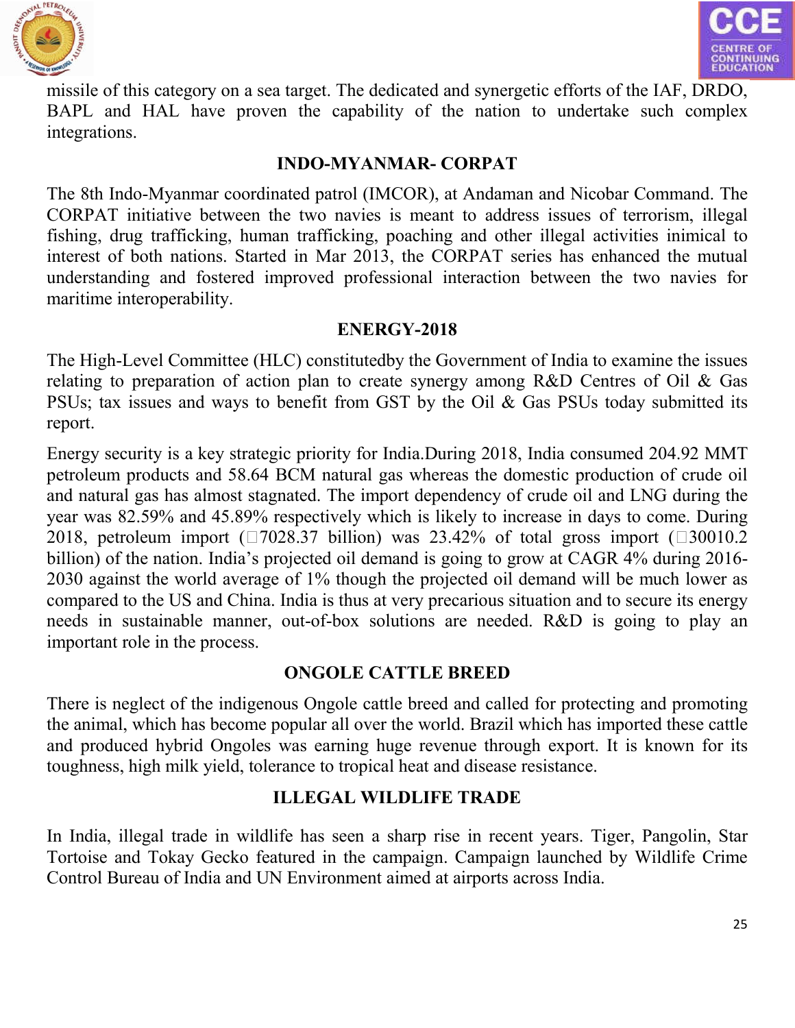missile of this category on a sea target. The dedicated and synergetic efforts of the IAF, DRDO, BAPL and HAL have proven the capability of the nation to undertake such complex integrations.

## INDO-MYANMAR- CORPAT

The 8th Indo-Myanmar coordinated patrol (IMCOR), at Andaman and Nicobar Command. The CORPAT initiative between the two navies is meant to address issues of terrorism, illegal fishing, drug trafficking, human trafficking, poaching and other illegal activities inimical to interest of both nations. Started in Mar 2013, the CORPAT series has enhanced the mutual understanding and fostered improved professional interaction between the two navies for maritime interoperability.

## ENERGY-2018

The High-Level Committee (HLC) constitutedby the Government of India to examine the issues relating to preparation of action plan to create synergy among R&D Centres of Oil & Gas PSUs; tax issues and ways to benefit from GST by the Oil & Gas PSUs today submitted its report.

Energy security is a key strategic priority for India.During 2018, India consumed 204.92 MMT petroleum products and 58.64 BCM natural gas whereas the domestic production of crude oil and natural gas has almost stagnated. The import dependency of crude oil and LNG during the year was 82.59% and 45.89% respectively which is likely to increase in days to come. During 2018, petroleum import (₹7028.37 billion) was 23.42% of total gross import (₹30010.2 billion) of the nation. India's projected oil demand is going to grow at CAGR 4% during 2016-2030 against the world average of 1% though the projected oil demand will be much lower as compared to the US and China. India is thus at very precarious situation and to secure its energy needs in sustainable manner, out-of-box solutions are needed. R&D is going to play an important role in the process.

## ONGOLE CATTLE BREED

There is neglect of the indigenous Ongole cattle breed and called for protecting and promoting the animal, which has become popular all over the world. Brazil which has imported these cattle and produced hybrid Ongoles was earning huge revenue through export. It is known for its toughness, high milk yield, tolerance to tropical heat and disease resistance.

## ILLEGAL WILDLIFE TRADE

In India, illegal trade in wildlife has seen a sharp rise in recent years. Tiger, Pangolin, Star Tortoise and Tokay Gecko featured in the campaign. Campaign launched by Wildlife Crime Control Bureau of India and UN Environment aimed at airports across India.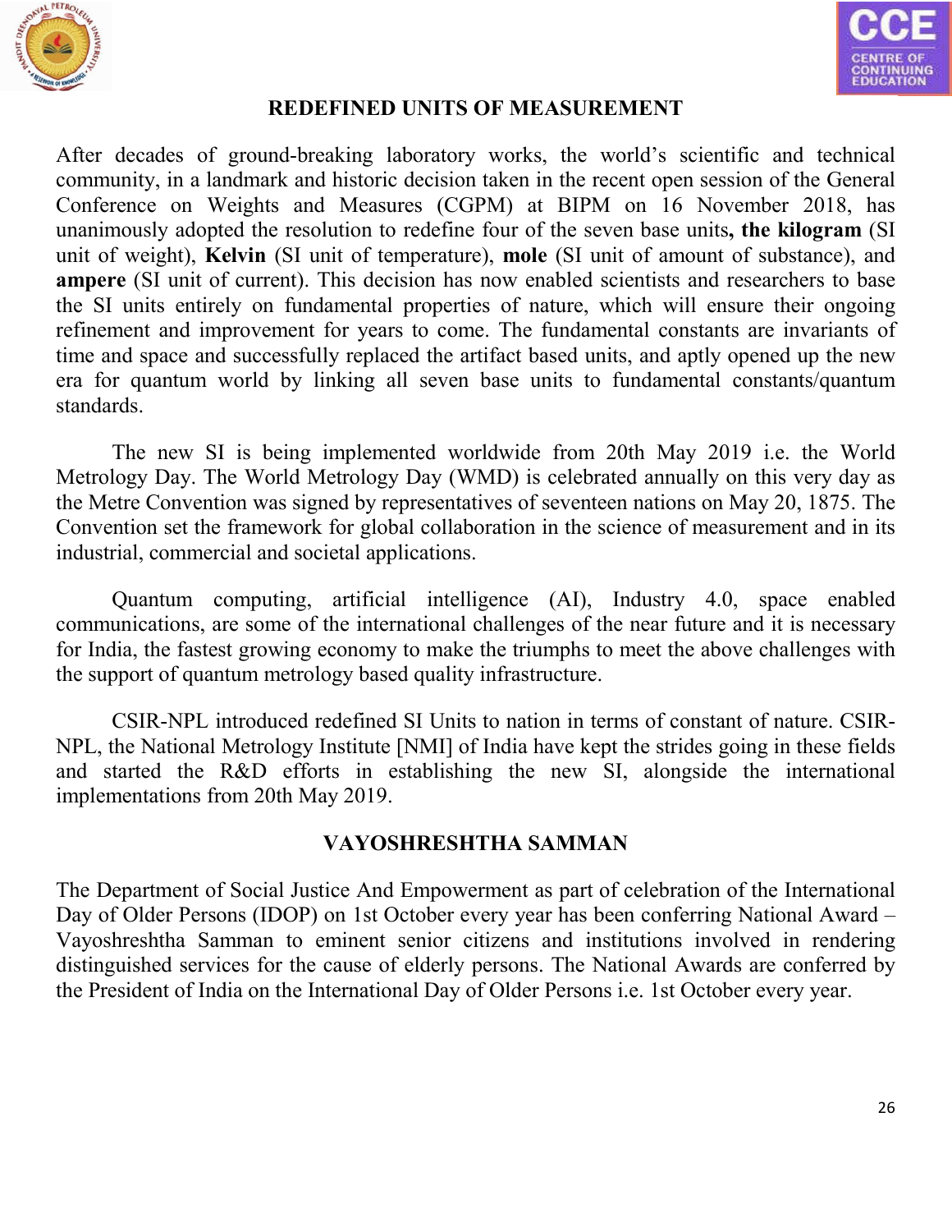## REDEFINED UNITS OF MEASUREMENT

After decades of ground-breaking laboratory works, the world's scientific and technical community, in a landmark and historic decision taken in the recent open session of the General Conference on Weights and Measures (CGPM) at BIPM on 16 November 2018, has unanimously adopted the resolution to redefine four of the seven base units**, the kilogram** (SI unit of weight), **Kelvin** (SI unit of temperature), **mole** (SI unit of amount of substance), and **ampere** (SI unit of current). This decision has now enabled scientists and researchers to base the SI units entirely on fundamental properties of nature, which will ensure their ongoing refinement and improvement for years to come. The fundamental constants are invariants of time and space and successfully replaced the artifact based units, and aptly opened up the new era for quantum world by linking all seven base units to fundamental constants/quantum standards.

The new SI is being implemented worldwide from 20th May 2019 i.e. the World Metrology Day. The World Metrology Day (WMD) is celebrated annually on this very day as the Metre Convention was signed by representatives of seventeen nations on May 20, 1875. The Convention set the framework for global collaboration in the science of measurement and in its industrial, commercial and societal applications.

Quantum computing, artificial intelligence (AI), Industry 4.0, space enabled communications, are some of the international challenges of the near future and it is necessary for India, the fastest growing economy to make the triumphs to meet the above challenges with the support of quantum metrology based quality infrastructure.

CSIR-NPL introduced redefined SI Units to nation in terms of constant of nature. CSIR-NPL, the National Metrology Institute [NMI] of India have kept the strides going in these fields and started the R&D efforts in establishing the new SI, alongside the international implementations from 20th May 2019.

## VAYOSHRESHTHA SAMMAN

The Department of Social Justice And Empowerment as part of celebration of the International Day of Older Persons (IDOP) on 1st October every year has been conferring National Award – Vayoshreshtha Samman to eminent senior citizens and institutions involved in rendering distinguished services for the cause of elderly persons. The National Awards are conferred by the President of India on the International Day of Older Persons i.e. 1st October every year.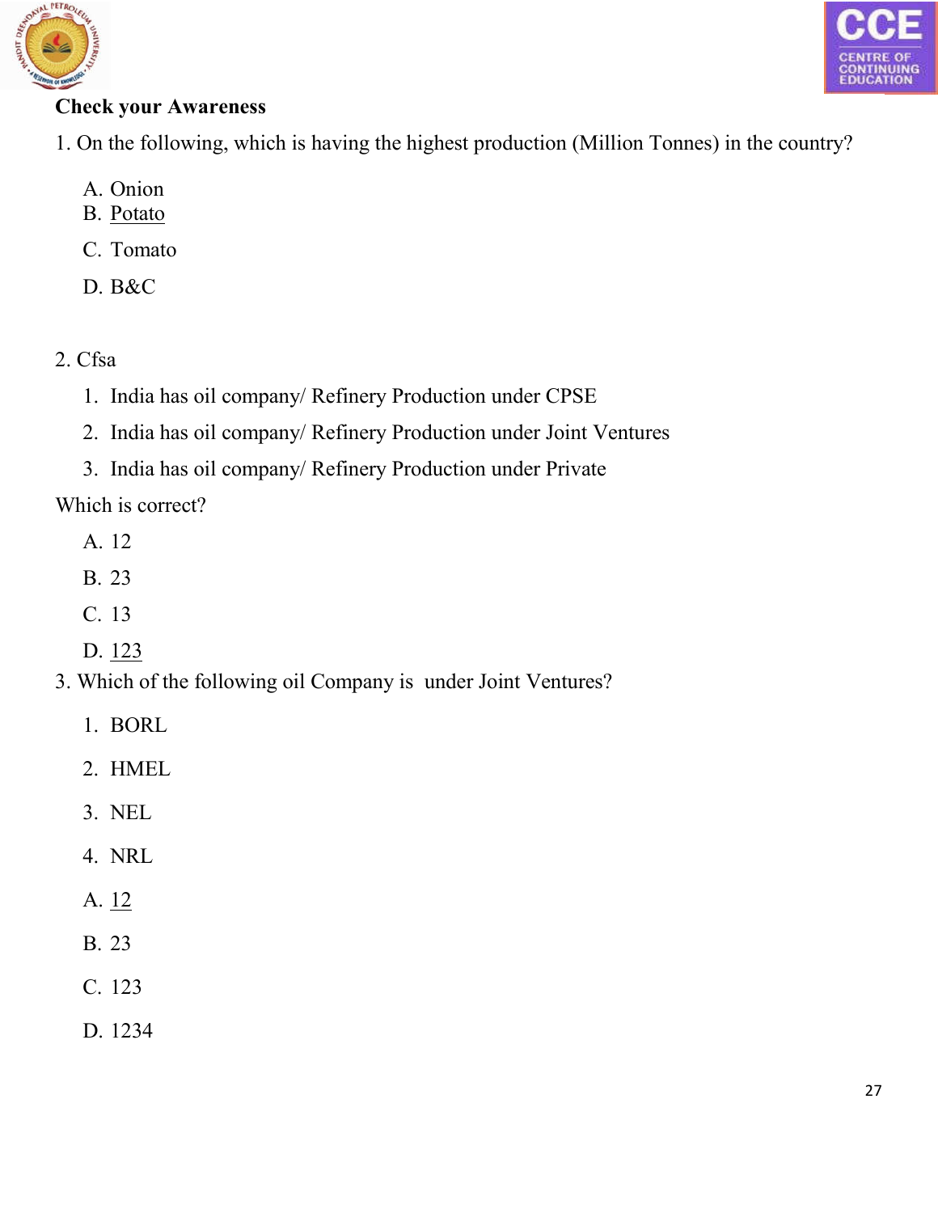**Check your Awareness**

1. On the following, which is having the highest production (Million Tonnes) in the country?

   A. Onion
   B. <u>Potato</u>
   C. Tomato
   D. B&C

2. Cfsa

   1. India has oil company/ Refinery Production under CPSE
   2. India has oil company/ Refinery Production under Joint Ventures
   3. India has oil company/ Refinery Production under Private

Which is correct?

   A. 12
   B. 23
   C. 13
   D. <u>123</u>

3. Which of the following oil Company is under Joint Ventures?

   1. BORL
   2. HMEL
   3. NEL
   4. NRL

   A. <u>12</u>
   B. 23
   C. 123
   D. 1234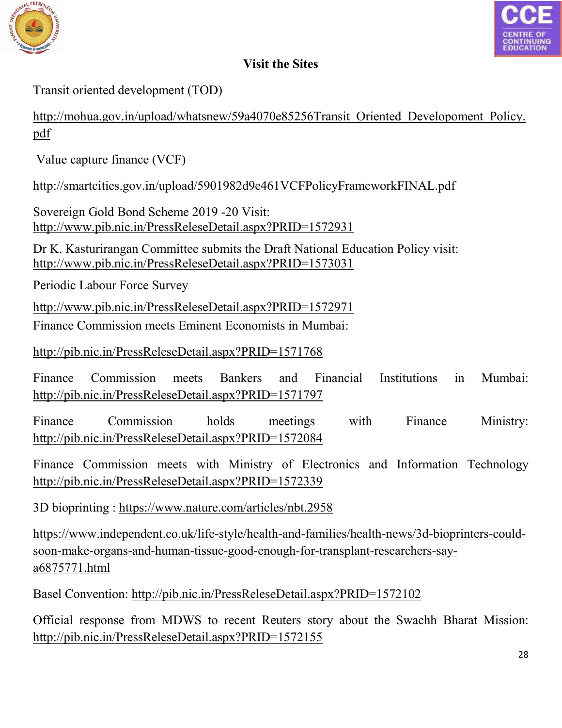## Visit the Sites

Transit oriented development (TOD)

http://mohua.gov.in/upload/whatsnew/59a4070e85256Transit_Oriented_Developoment_Policy.pdf

Value capture finance (VCF)

http://smartcities.gov.in/upload/5901982d9e461VCFPolicyFrameworkFINAL.pdf

Sovereign Gold Bond Scheme 2019 -20 Visit: http://www.pib.nic.in/PressReleseDetail.aspx?PRID=1572931

Dr K. Kasturirangan Committee submits the Draft National Education Policy visit: http://www.pib.nic.in/PressReleseDetail.aspx?PRID=1573031

Periodic Labour Force Survey

http://www.pib.nic.in/PressReleseDetail.aspx?PRID=1572971

Finance Commission meets Eminent Economists in Mumbai:

http://pib.nic.in/PressReleseDetail.aspx?PRID=1571768

Finance Commission meets Bankers and Financial Institutions in Mumbai: http://pib.nic.in/PressReleseDetail.aspx?PRID=1571797

Finance Commission holds meetings with Finance Ministry: http://pib.nic.in/PressReleseDetail.aspx?PRID=1572084

Finance Commission meets with Ministry of Electronics and Information Technology http://pib.nic.in/PressReleseDetail.aspx?PRID=1572339

3D bioprinting : https://www.nature.com/articles/nbt.2958

https://www.independent.co.uk/life-style/health-and-families/health-news/3d-bioprinters-could-soon-make-organs-and-human-tissue-good-enough-for-transplant-researchers-say-a6875771.html

Basel Convention: http://pib.nic.in/PressReleseDetail.aspx?PRID=1572102

Official response from MDWS to recent Reuters story about the Swachh Bharat Mission: http://pib.nic.in/PressReleseDetail.aspx?PRID=1572155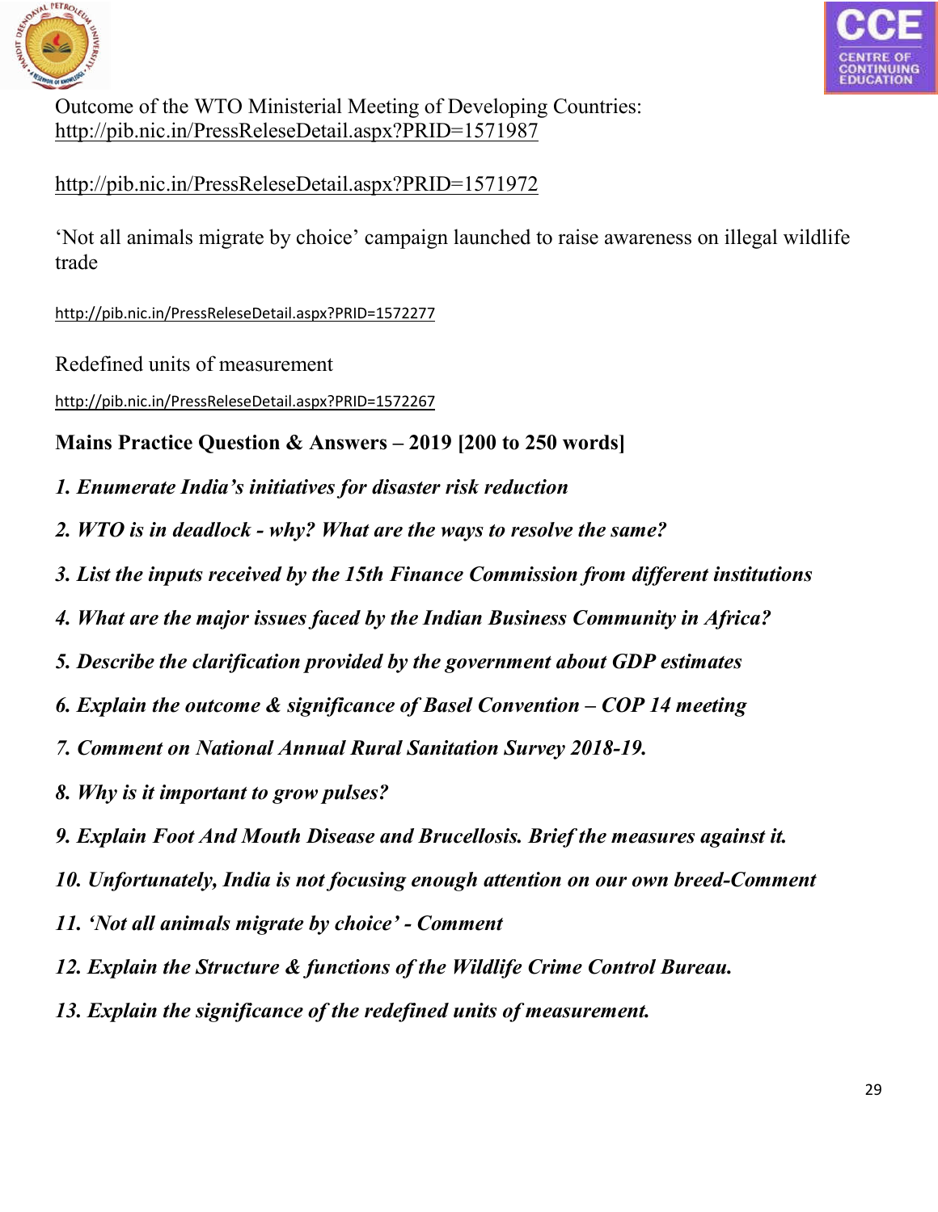Outcome of the WTO Ministerial Meeting of Developing Countries:
http://pib.nic.in/PressReleseDetail.aspx?PRID=1571987

http://pib.nic.in/PressReleseDetail.aspx?PRID=1571972

'Not all animals migrate by choice' campaign launched to raise awareness on illegal wildlife trade

http://pib.nic.in/PressReleseDetail.aspx?PRID=1572277

Redefined units of measurement

http://pib.nic.in/PressReleseDetail.aspx?PRID=1572267

**Mains Practice Question & Answers – 2019 [200 to 250 words]**

***1. Enumerate India's initiatives for disaster risk reduction***

***2. WTO is in deadlock - why? What are the ways to resolve the same?***

***3. List the inputs received by the 15th Finance Commission from different institutions***

***4. What are the major issues faced by the Indian Business Community in Africa?***

***5. Describe the clarification provided by the government about GDP estimates***

***6. Explain the outcome & significance of Basel Convention – COP 14 meeting***

***7. Comment on National Annual Rural Sanitation Survey 2018-19.***

***8. Why is it important to grow pulses?***

***9. Explain Foot And Mouth Disease and Brucellosis. Brief the measures against it.***

***10. Unfortunately, India is not focusing enough attention on our own breed-Comment***

***11. 'Not all animals migrate by choice' - Comment***

***12. Explain the Structure & functions of the Wildlife Crime Control Bureau.***

***13. Explain the significance of the redefined units of measurement.***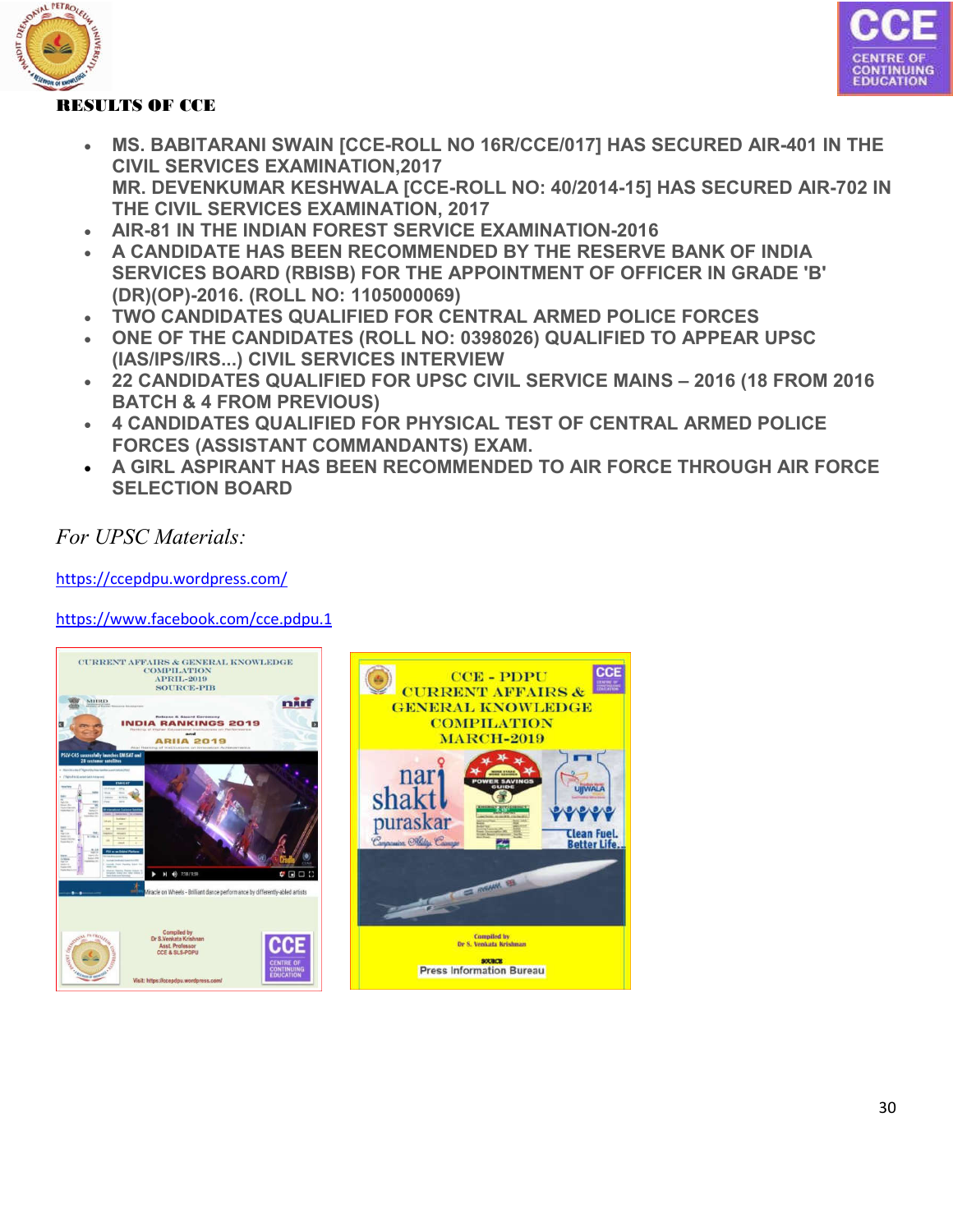# RESULTS OF CCE

- **MS. BABITARANI SWAIN [CCE-ROLL NO 16R/CCE/017] HAS SECURED AIR-401 IN THE CIVIL SERVICES EXAMINATION,2017**
  **MR. DEVENKUMAR KESHWALA [CCE-ROLL NO: 40/2014-15] HAS SECURED AIR-702 IN THE CIVIL SERVICES EXAMINATION, 2017**
- **AIR-81 IN THE INDIAN FOREST SERVICE EXAMINATION-2016**
- **A CANDIDATE HAS BEEN RECOMMENDED BY THE RESERVE BANK OF INDIA SERVICES BOARD (RBISB) FOR THE APPOINTMENT OF OFFICER IN GRADE 'B' (DR)(OP)-2016. (ROLL NO: 1105000069)**
- **TWO CANDIDATES QUALIFIED FOR CENTRAL ARMED POLICE FORCES**
- **ONE OF THE CANDIDATES (ROLL NO: 0398026) QUALIFIED TO APPEAR UPSC (IAS/IPS/IRS...) CIVIL SERVICES INTERVIEW**
- **22 CANDIDATES QUALIFIED FOR UPSC CIVIL SERVICE MAINS – 2016 (18 FROM 2016 BATCH & 4 FROM PREVIOUS)**
- **4 CANDIDATES QUALIFIED FOR PHYSICAL TEST OF CENTRAL ARMED POLICE FORCES (ASSISTANT COMMANDANTS) EXAM.**
- **A GIRL ASPIRANT HAS BEEN RECOMMENDED TO AIR FORCE THROUGH AIR FORCE SELECTION BOARD**

*For UPSC Materials:*

https://ccepdpu.wordpress.com/

https://www.facebook.com/cce.pdpu.1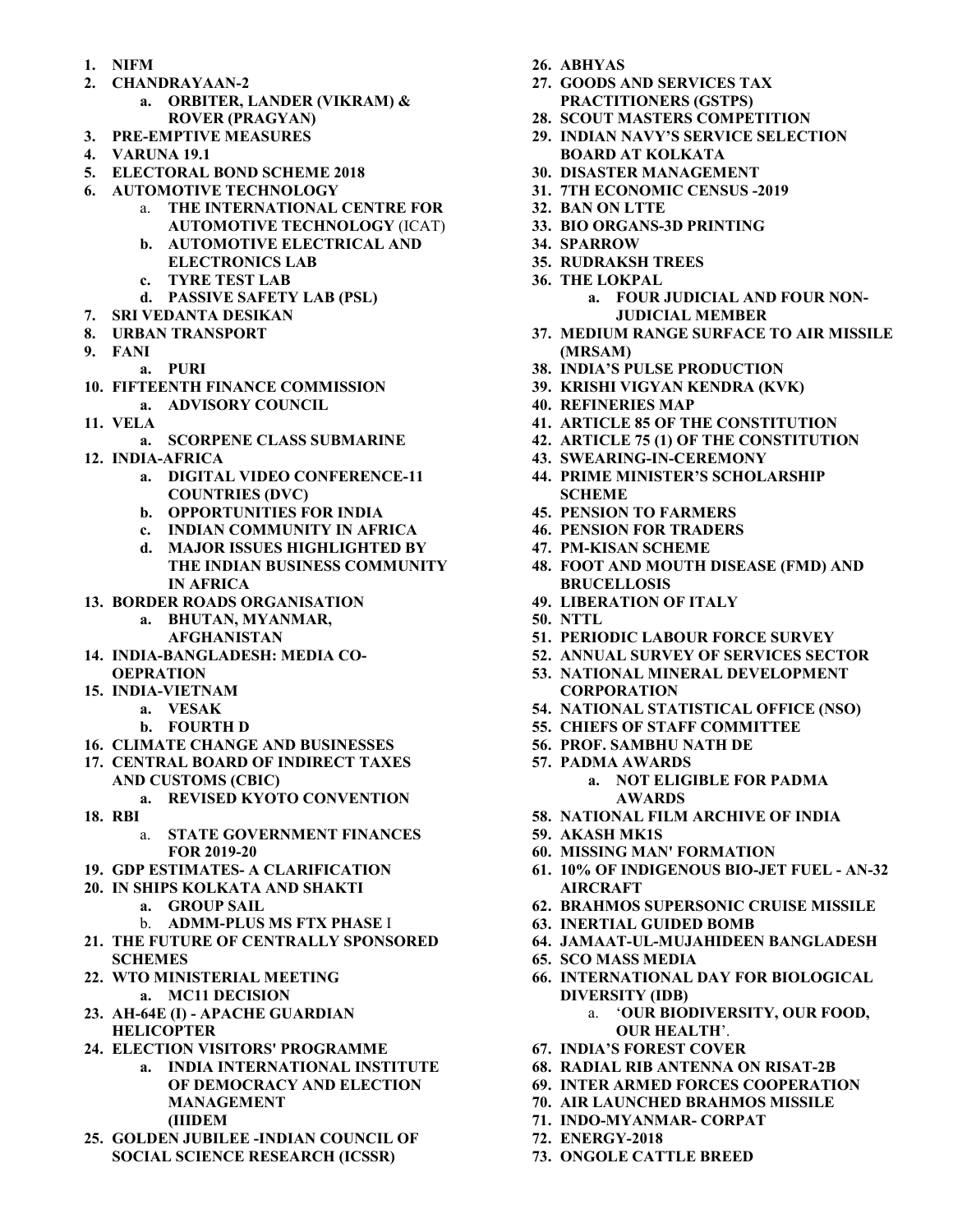1. **NIFM**
2. **CHANDRAYAAN-2**
    a. **ORBITER, LANDER (VIKRAM) & ROVER (PRAGYAN)**
3. **PRE-EMPTIVE MEASURES**
4. **VARUNA 19.1**
5. **ELECTORAL BOND SCHEME 2018**
6. **AUTOMOTIVE TECHNOLOGY**
    a. **THE INTERNATIONAL CENTRE FOR AUTOMOTIVE TECHNOLOGY** (ICAT)
    b. **AUTOMOTIVE ELECTRICAL AND ELECTRONICS LAB**
    c. **TYRE TEST LAB**
    d. **PASSIVE SAFETY LAB (PSL)**
7. **SRI VEDANTA DESIKAN**
8. **URBAN TRANSPORT**
9. **FANI**
    a. **PURI**
10. **FIFTEENTH FINANCE COMMISSION**
    a. **ADVISORY COUNCIL**
11. **VELA**
    a. **SCORPENE CLASS SUBMARINE**
12. **INDIA-AFRICA**
    a. **DIGITAL VIDEO CONFERENCE-11 COUNTRIES (DVC)**
    b. **OPPORTUNITIES FOR INDIA**
    c. **INDIAN COMMUNITY IN AFRICA**
    d. **MAJOR ISSUES HIGHLIGHTED BY THE INDIAN BUSINESS COMMUNITY IN AFRICA**
13. **BORDER ROADS ORGANISATION**
    a. **BHUTAN, MYANMAR, AFGHANISTAN**
14. **INDIA-BANGLADESH: MEDIA CO-OEPRATION**
15. **INDIA-VIETNAM**
    a. **VESAK**
    b. **FOURTH D**
16. **CLIMATE CHANGE AND BUSINESSES**
17. **CENTRAL BOARD OF INDIRECT TAXES AND CUSTOMS (CBIC)**
    a. **REVISED KYOTO CONVENTION**
18. **RBI**
    a. **STATE GOVERNMENT FINANCES FOR 2019-20**
19. **GDP ESTIMATES- A CLARIFICATION**
20. **IN SHIPS KOLKATA AND SHAKTI**
    a. **GROUP SAIL**
    b. **ADMM-PLUS MS FTX PHASE** I
21. **THE FUTURE OF CENTRALLY SPONSORED SCHEMES**
22. **WTO MINISTERIAL MEETING**
    a. **MC11 DECISION**
23. **AH-64E (I) - APACHE GUARDIAN HELICOPTER**
24. **ELECTION VISITORS' PROGRAMME**
    a. **INDIA INTERNATIONAL INSTITUTE OF DEMOCRACY AND ELECTION MANAGEMENT (IIIDEM**
25. **GOLDEN JUBILEE -INDIAN COUNCIL OF SOCIAL SCIENCE RESEARCH (ICSSR)**
26. **ABHYAS**
27. **GOODS AND SERVICES TAX PRACTITIONERS (GSTPS)**
28. **SCOUT MASTERS COMPETITION**
29. **INDIAN NAVY'S SERVICE SELECTION BOARD AT KOLKATA**
30. **DISASTER MANAGEMENT**
31. **7TH ECONOMIC CENSUS -2019**
32. **BAN ON LTTE**
33. **BIO ORGANS-3D PRINTING**
34. **SPARROW**
35. **RUDRAKSH TREES**
36. **THE LOKPAL**
    a. **FOUR JUDICIAL AND FOUR NON-JUDICIAL MEMBER**
37. **MEDIUM RANGE SURFACE TO AIR MISSILE (MRSAM)**
38. **INDIA'S PULSE PRODUCTION**
39. **KRISHI VIGYAN KENDRA (KVK)**
40. **REFINERIES MAP**
41. **ARTICLE 85 OF THE CONSTITUTION**
42. **ARTICLE 75 (1) OF THE CONSTITUTION**
43. **SWEARING-IN-CEREMONY**
44. **PRIME MINISTER'S SCHOLARSHIP SCHEME**
45. **PENSION TO FARMERS**
46. **PENSION FOR TRADERS**
47. **PM-KISAN SCHEME**
48. **FOOT AND MOUTH DISEASE (FMD) AND BRUCELLOSIS**
49. **LIBERATION OF ITALY**
50. **NTTL**
51. **PERIODIC LABOUR FORCE SURVEY**
52. **ANNUAL SURVEY OF SERVICES SECTOR**
53. **NATIONAL MINERAL DEVELOPMENT CORPORATION**
54. **NATIONAL STATISTICAL OFFICE (NSO)**
55. **CHIEFS OF STAFF COMMITTEE**
56. **PROF. SAMBHU NATH DE**
57. **PADMA AWARDS**
    a. **NOT ELIGIBLE FOR PADMA AWARDS**
58. **NATIONAL FILM ARCHIVE OF INDIA**
59. **AKASH MK1S**
60. **MISSING MAN' FORMATION**
61. **10% OF INDIGENOUS BIO-JET FUEL - AN-32 AIRCRAFT**
62. **BRAHMOS SUPERSONIC CRUISE MISSILE**
63. **INERTIAL GUIDED BOMB**
64. **JAMAAT-UL-MUJAHIDEEN BANGLADESH**
65. **SCO MASS MEDIA**
66. **INTERNATIONAL DAY FOR BIOLOGICAL DIVERSITY (IDB)**
    a. '**OUR BIODIVERSITY, OUR FOOD, OUR HEALTH**'.
67. **INDIA'S FOREST COVER**
68. **RADIAL RIB ANTENNA ON RISAT-2B**
69. **INTER ARMED FORCES COOPERATION**
70. **AIR LAUNCHED BRAHMOS MISSILE**
71. **INDO-MYANMAR- CORPAT**
72. **ENERGY-2018**
73. **ONGOLE CATTLE BREED**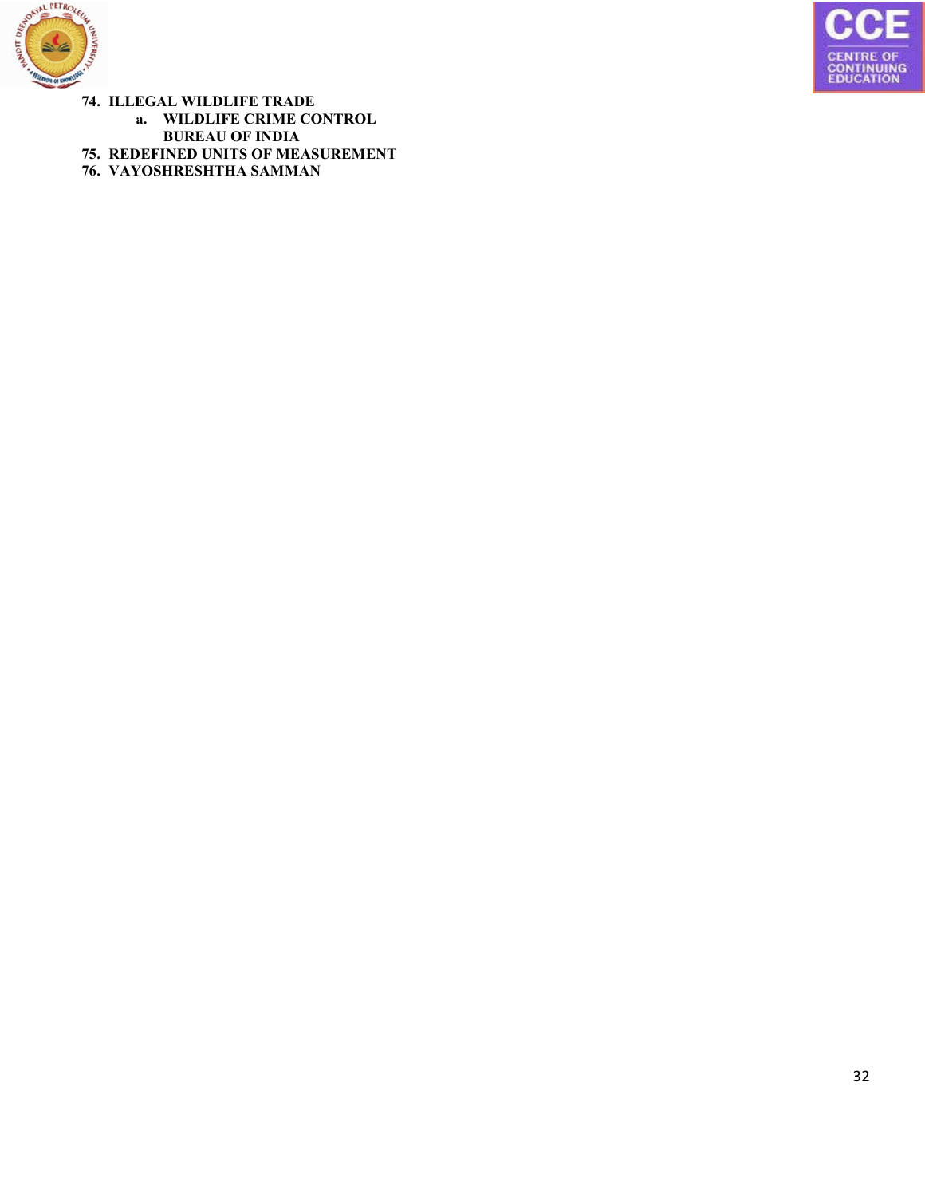74. **ILLEGAL WILDLIFE TRADE**
    a. **WILDLIFE CRIME CONTROL BUREAU OF INDIA**
75. **REDEFINED UNITS OF MEASUREMENT**
76. **VAYOSHRESHTHA SAMMAN**